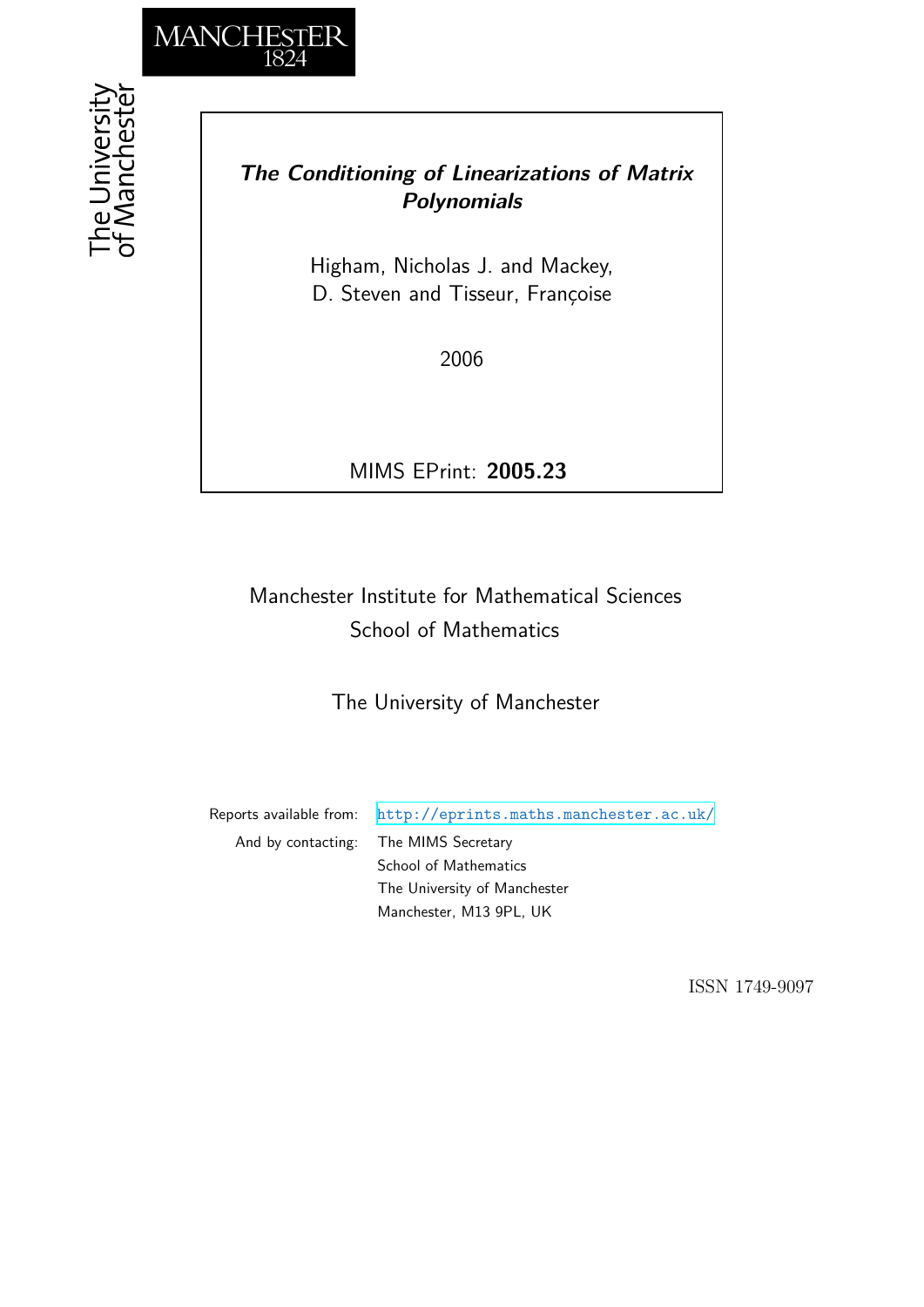MANCHESTER
1824

The University of Manchester

# *The Conditioning of Linearizations of Matrix Polynomials*

Higham, Nicholas J. and Mackey, D. Steven and Tisseur, Françoise

2006

MIMS EPrint: **2005.23**

Manchester Institute for Mathematical Sciences
School of Mathematics

The University of Manchester

Reports available from: http://eprints.maths.manchester.ac.uk/

And by contacting: The MIMS Secretary
School of Mathematics
The University of Manchester
Manchester, M13 9PL, UK

ISSN 1749-9097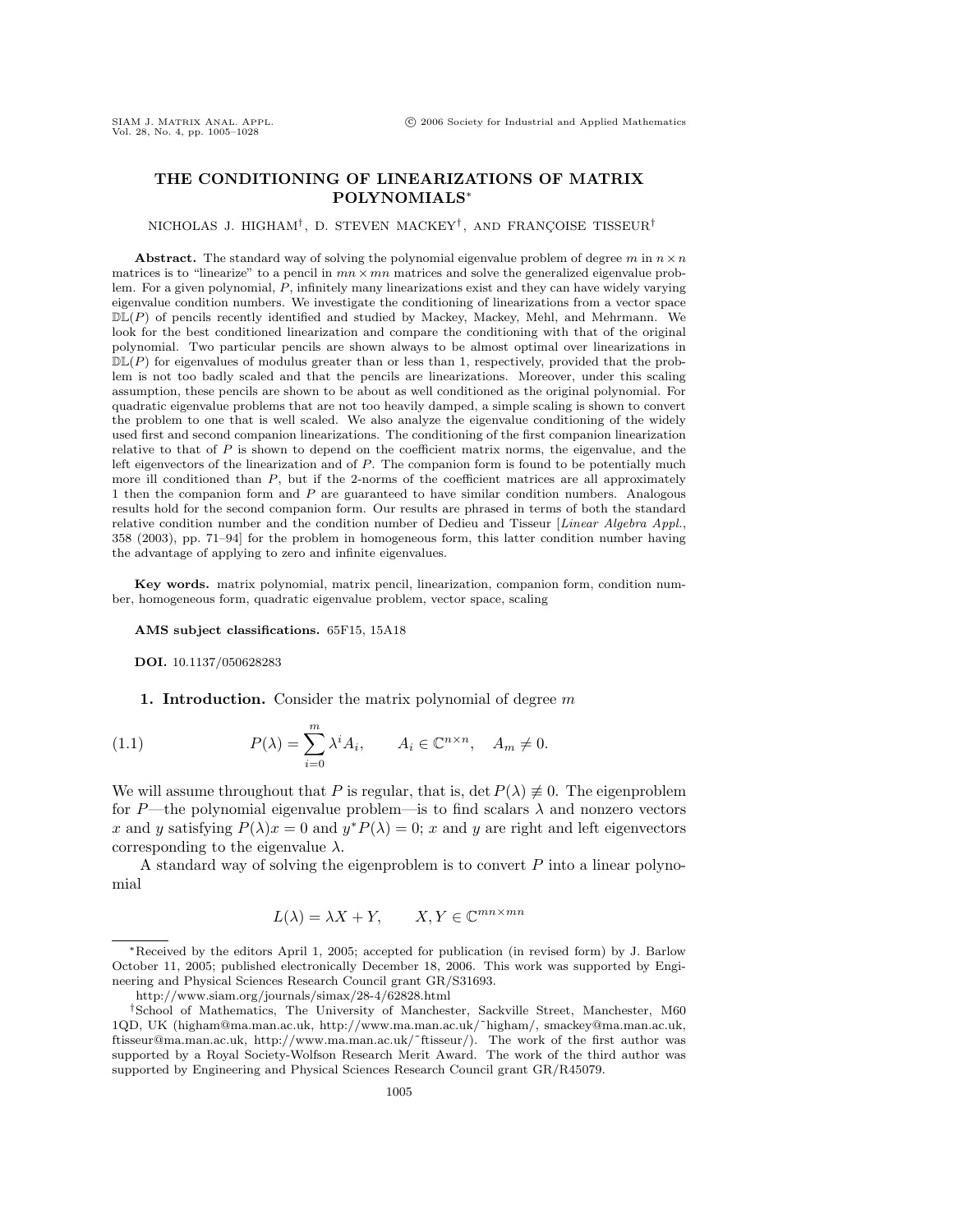# THE CONDITIONING OF LINEARIZATIONS OF MATRIX POLYNOMIALS*

NICHOLAS J. HIGHAM[†], D. STEVEN MACKEY[†], AND FRANÇOISE TISSEUR[†]

**Abstract.** The standard way of solving the polynomial eigenvalue problem of degree $m$ in $n \times n$ matrices is to "linearize" to a pencil in $mn \times mn$ matrices and solve the generalized eigenvalue problem. For a given polynomial, $P$, infinitely many linearizations exist and they can have widely varying eigenvalue condition numbers. We investigate the conditioning of linearizations from a vector space $\mathbb{DL}(P)$ of pencils recently identified and studied by Mackey, Mackey, Mehl, and Mehrmann. We look for the best conditioned linearization and compare the conditioning with that of the original polynomial. Two particular pencils are shown always to be almost optimal over linearizations in $\mathbb{DL}(P)$ for eigenvalues of modulus greater than or less than 1, respectively, provided that the problem is not too badly scaled and that the pencils are linearizations. Moreover, under this scaling assumption, these pencils are shown to be about as well conditioned as the original polynomial. For quadratic eigenvalue problems that are not too heavily damped, a simple scaling is shown to convert the problem to one that is well scaled. We also analyze the eigenvalue conditioning of the widely used first and second companion linearizations. The conditioning of the first companion linearization relative to that of $P$ is shown to depend on the coefficient matrix norms, the eigenvalue, and the left eigenvectors of the linearization and of $P$. The companion form is found to be potentially much more ill conditioned than $P$, but if the 2-norms of the coefficient matrices are all approximately 1 then the companion form and $P$ are guaranteed to have similar condition numbers. Analogous results hold for the second companion form. Our results are phrased in terms of both the standard relative condition number and the condition number of Dedieu and Tisseur [*Linear Algebra Appl.*, 358 (2003), pp. 71–94] for the problem in homogeneous form, this latter condition number having the advantage of applying to zero and infinite eigenvalues.

**Key words.** matrix polynomial, matrix pencil, linearization, companion form, condition number, homogeneous form, quadratic eigenvalue problem, vector space, scaling

**AMS subject classifications.** 65F15, 15A18

**DOI.** 10.1137/050628283

## 1. Introduction.

Consider the matrix polynomial of degree $m$

$$P(\lambda) = \sum_{i=0}^{m} \lambda^i A_i, \qquad A_i \in \mathbb{C}^{n\times n}, \quad A_m \neq 0. \tag{1.1}$$

We will assume throughout that $P$ is regular, that is, $\det P(\lambda) \not\equiv 0$. The eigenproblem for $P$—the polynomial eigenvalue problem—is to find scalars $\lambda$ and nonzero vectors $x$ and $y$ satisfying $P(\lambda)x = 0$ and $y^*P(\lambda) = 0$; $x$ and $y$ are right and left eigenvectors corresponding to the eigenvalue $\lambda$.

A standard way of solving the eigenproblem is to convert $P$ into a linear polynomial

$$L(\lambda) = \lambda X + Y, \qquad X, Y \in \mathbb{C}^{mn\times mn}$$

---

*Received by the editors April 1, 2005; accepted for publication (in revised form) by J. Barlow October 11, 2005; published electronically December 18, 2006. This work was supported by Engineering and Physical Sciences Research Council grant GR/S31693.

http://www.siam.org/journals/simax/28-4/62828.html

[†]School of Mathematics, The University of Manchester, Sackville Street, Manchester, M60 1QD, UK (higham@ma.man.ac.uk, http://www.ma.man.ac.uk/~higham/, smackey@ma.man.ac.uk, ftisseur@ma.man.ac.uk, http://www.ma.man.ac.uk/~ftisseur/). The work of the first author was supported by a Royal Society-Wolfson Research Merit Award. The work of the third author was supported by Engineering and Physical Sciences Research Council grant GR/R45079.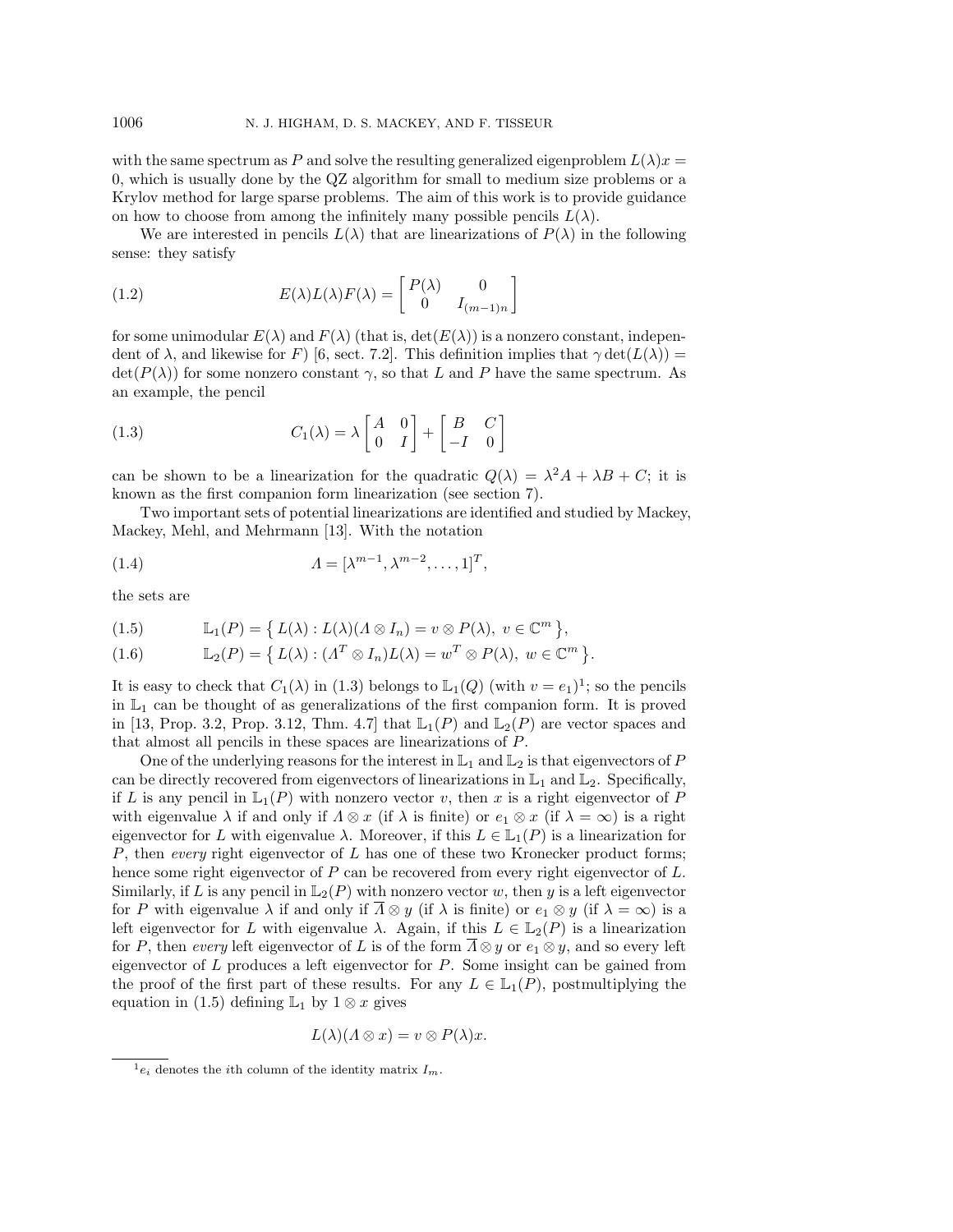with the same spectrum as $P$ and solve the resulting generalized eigenproblem $L(\lambda)x = 0$, which is usually done by the QZ algorithm for small to medium size problems or a Krylov method for large sparse problems. The aim of this work is to provide guidance on how to choose from among the infinitely many possible pencils $L(\lambda)$.

We are interested in pencils $L(\lambda)$ that are linearizations of $P(\lambda)$ in the following sense: they satisfy

$$E(\lambda)L(\lambda)F(\lambda) = \begin{bmatrix} P(\lambda) & 0 \\ 0 & I_{(m-1)n} \end{bmatrix} \tag{1.2}$$

for some unimodular $E(\lambda)$ and $F(\lambda)$ (that is, $\det(E(\lambda))$ is a nonzero constant, independent of $\lambda$, and likewise for $F$) [6, sect. 7.2]. This definition implies that $\gamma \det(L(\lambda)) = \det(P(\lambda))$ for some nonzero constant $\gamma$, so that $L$ and $P$ have the same spectrum. As an example, the pencil

$$C_1(\lambda) = \lambda \begin{bmatrix} A & 0 \\ 0 & I \end{bmatrix} + \begin{bmatrix} B & C \\ -I & 0 \end{bmatrix} \tag{1.3}$$

can be shown to be a linearization for the quadratic $Q(\lambda) = \lambda^2 A + \lambda B + C$; it is known as the first companion form linearization (see section 7).

Two important sets of potential linearizations are identified and studied by Mackey, Mackey, Mehl, and Mehrmann [13]. With the notation

$$\Lambda = [\lambda^{m-1}, \lambda^{m-2}, \ldots, 1]^T, \tag{1.4}$$

the sets are

$$\mathbb{L}_1(P) = \left\{ L(\lambda) : L(\lambda)(\Lambda \otimes I_n) = v \otimes P(\lambda),\ v \in \mathbb{C}^m \right\}, \tag{1.5}$$

$$\mathbb{L}_2(P) = \left\{ L(\lambda) : (\Lambda^T \otimes I_n)L(\lambda) = w^T \otimes P(\lambda),\ w \in \mathbb{C}^m \right\}. \tag{1.6}$$

It is easy to check that $C_1(\lambda)$ in (1.3) belongs to $\mathbb{L}_1(Q)$ (with $v = e_1$)[1]; so the pencils in $\mathbb{L}_1$ can be thought of as generalizations of the first companion form. It is proved in [13, Prop. 3.2, Prop. 3.12, Thm. 4.7] that $\mathbb{L}_1(P)$ and $\mathbb{L}_2(P)$ are vector spaces and that almost all pencils in these spaces are linearizations of $P$.

One of the underlying reasons for the interest in $\mathbb{L}_1$ and $\mathbb{L}_2$ is that eigenvectors of $P$ can be directly recovered from eigenvectors of linearizations in $\mathbb{L}_1$ and $\mathbb{L}_2$. Specifically, if $L$ is any pencil in $\mathbb{L}_1(P)$ with nonzero vector $v$, then $x$ is a right eigenvector of $P$ with eigenvalue $\lambda$ if and only if $\Lambda \otimes x$ (if $\lambda$ is finite) or $e_1 \otimes x$ (if $\lambda = \infty$) is a right eigenvector for $L$ with eigenvalue $\lambda$. Moreover, if this $L \in \mathbb{L}_1(P)$ is a linearization for $P$, then *every* right eigenvector of $L$ has one of these two Kronecker product forms; hence some right eigenvector of $P$ can be recovered from every right eigenvector of $L$. Similarly, if $L$ is any pencil in $\mathbb{L}_2(P)$ with nonzero vector $w$, then $y$ is a left eigenvector for $P$ with eigenvalue $\lambda$ if and only if $\overline{\Lambda} \otimes y$ (if $\lambda$ is finite) or $e_1 \otimes y$ (if $\lambda = \infty$) is a left eigenvector for $L$ with eigenvalue $\lambda$. Again, if this $L \in \mathbb{L}_2(P)$ is a linearization for $P$, then *every* left eigenvector of $L$ is of the form $\overline{\Lambda} \otimes y$ or $e_1 \otimes y$, and so every left eigenvector of $L$ produces a left eigenvector for $P$. Some insight can be gained from the proof of the first part of these results. For any $L \in \mathbb{L}_1(P)$, postmultiplying the equation in (1.5) defining $\mathbb{L}_1$ by $1 \otimes x$ gives

$$L(\lambda)(\Lambda \otimes x) = v \otimes P(\lambda)x.$$

---

[1] $e_i$ denotes the $i$th column of the identity matrix $I_m$.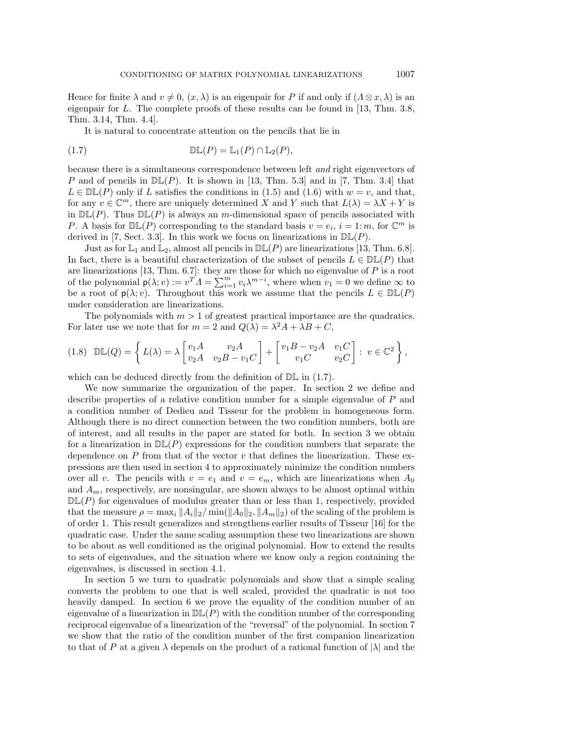Hence for finite $\lambda$ and $v \neq 0$, $(x, \lambda)$ is an eigenpair for $P$ if and only if $(\Lambda \otimes x, \lambda)$ is an eigenpair for $L$. The complete proofs of these results can be found in [13, Thm. 3.8, Thm. 3.14, Thm. 4.4].

It is natural to concentrate attention on the pencils that lie in

$$\mathbb{DL}(P) = \mathbb{L}_1(P) \cap \mathbb{L}_2(P), \tag{1.7}$$

because there is a simultaneous correspondence between left *and* right eigenvectors of $P$ and of pencils in $\mathbb{DL}(P)$. It is shown in [13, Thm. 5.3] and in [7, Thm. 3.4] that $L \in \mathbb{DL}(P)$ only if $L$ satisfies the conditions in (1.5) and (1.6) with $w = v$, and that, for any $v \in \mathbb{C}^m$, there are uniquely determined $X$ and $Y$ such that $L(\lambda) = \lambda X + Y$ is in $\mathbb{DL}(P)$. Thus $\mathbb{DL}(P)$ is always an $m$-dimensional space of pencils associated with $P$. A basis for $\mathbb{DL}(P)$ corresponding to the standard basis $v = e_i$, $i = 1\colon m$, for $\mathbb{C}^m$ is derived in [7, Sect. 3.3]. In this work we focus on linearizations in $\mathbb{DL}(P)$.

Just as for $\mathbb{L}_1$ and $\mathbb{L}_2$, almost all pencils in $\mathbb{DL}(P)$ are linearizations [13, Thm. 6.8]. In fact, there is a beautiful characterization of the subset of pencils $L \in \mathbb{DL}(P)$ that are linearizations [13, Thm. 6.7]: they are those for which no eigenvalue of $P$ is a root of the polynomial $\mathsf{p}(\lambda; v) := v^T \Lambda = \sum_{i=1}^{m} v_i \lambda^{m-i}$, where when $v_1 = 0$ we define $\infty$ to be a root of $\mathsf{p}(\lambda; v)$. Throughout this work we assume that the pencils $L \in \mathbb{DL}(P)$ under consideration are linearizations.

The polynomials with $m > 1$ of greatest practical importance are the quadratics. For later use we note that for $m = 2$ and $Q(\lambda) = \lambda^2 A + \lambda B + C$,

$$\mathbb{DL}(Q) = \left\{ L(\lambda) = \lambda \begin{bmatrix} v_1 A & v_2 A \\ v_2 A & v_2 B - v_1 C \end{bmatrix} + \begin{bmatrix} v_1 B - v_2 A & v_1 C \\ v_1 C & v_2 C \end{bmatrix} : \ v \in \mathbb{C}^2 \right\}, \tag{1.8}$$

which can be deduced directly from the definition of $\mathbb{DL}$ in (1.7).

We now summarize the organization of the paper. In section 2 we define and describe properties of a relative condition number for a simple eigenvalue of $P$ and a condition number of Dedieu and Tisseur for the problem in homogeneous form. Although there is no direct connection between the two condition numbers, both are of interest, and all results in the paper are stated for both. In section 3 we obtain for a linearization in $\mathbb{DL}(P)$ expressions for the condition numbers that separate the dependence on $P$ from that of the vector $v$ that defines the linearization. These expressions are then used in section 4 to approximately minimize the condition numbers over all $v$. The pencils with $v = e_1$ and $v = e_m$, which are linearizations when $A_0$ and $A_m$, respectively, are nonsingular, are shown always to be almost optimal within $\mathbb{DL}(P)$ for eigenvalues of modulus greater than or less than 1, respectively, provided that the measure $\rho = \max_i \|A_i\|_2 / \min(\|A_0\|_2, \|A_m\|_2)$ of the scaling of the problem is of order 1. This result generalizes and strengthens earlier results of Tisseur [16] for the quadratic case. Under the same scaling assumption these two linearizations are shown to be about as well conditioned as the original polynomial. How to extend the results to sets of eigenvalues, and the situation where we know only a region containing the eigenvalues, is discussed in section 4.1.

In section 5 we turn to quadratic polynomials and show that a simple scaling converts the problem to one that is well scaled, provided the quadratic is not too heavily damped. In section 6 we prove the equality of the condition number of an eigenvalue of a linearization in $\mathbb{DL}(P)$ with the condition number of the corresponding reciprocal eigenvalue of a linearization of the "reversal" of the polynomial. In section 7 we show that the ratio of the condition number of the first companion linearization to that of $P$ at a given $\lambda$ depends on the product of a rational function of $|\lambda|$ and the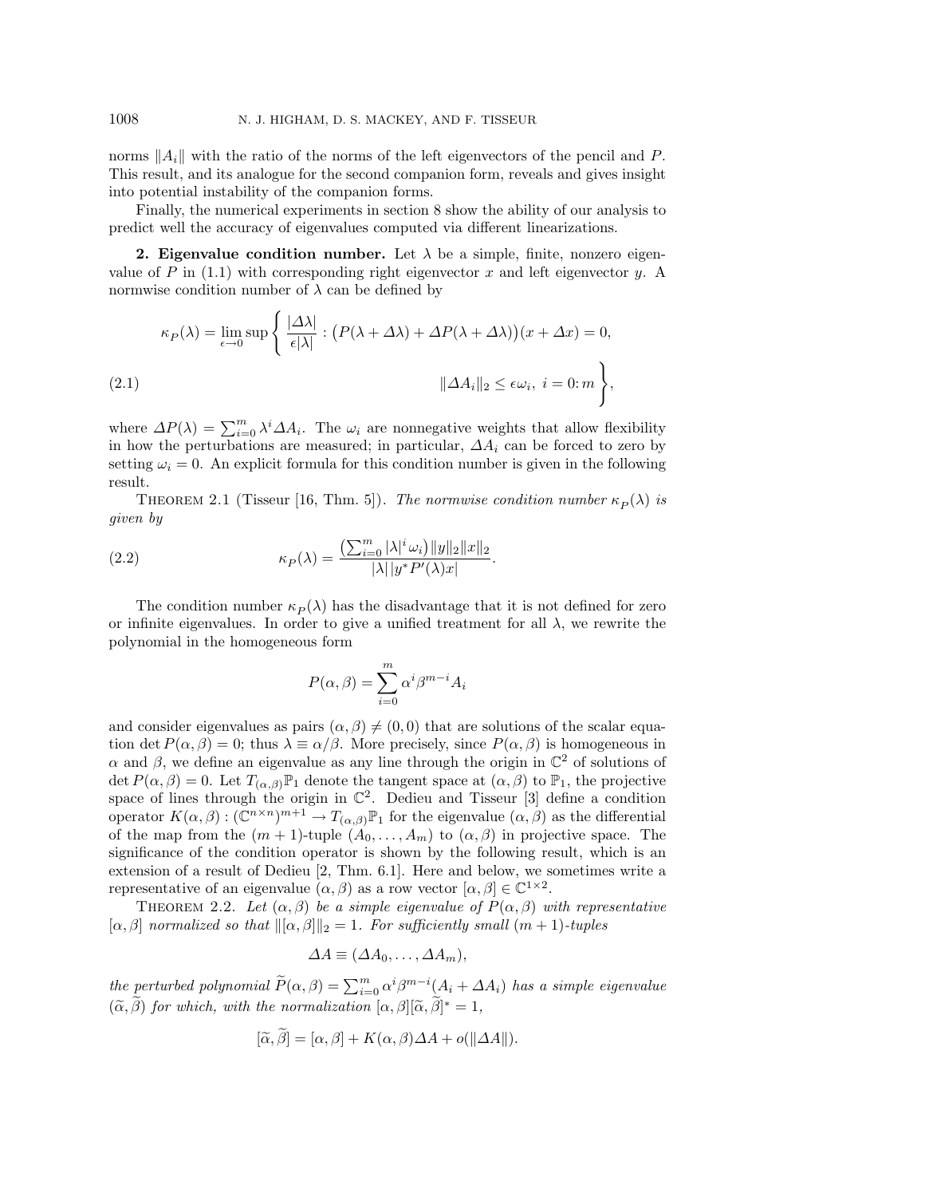norms $\|A_i\|$ with the ratio of the norms of the left eigenvectors of the pencil and $P$. This result, and its analogue for the second companion form, reveals and gives insight into potential instability of the companion forms.

Finally, the numerical experiments in section 8 show the ability of our analysis to predict well the accuracy of eigenvalues computed via different linearizations.

## 2. Eigenvalue condition number.

Let $\lambda$ be a simple, finite, nonzero eigenvalue of $P$ in (1.1) with corresponding right eigenvector $x$ and left eigenvector $y$. A normwise condition number of $\lambda$ can be defined by

$$\kappa_P(\lambda) = \lim_{\epsilon \to 0} \sup \left\{ \frac{|\Delta\lambda|}{\epsilon|\lambda|} : \big(P(\lambda+\Delta\lambda) + \Delta P(\lambda+\Delta\lambda)\big)(x+\Delta x) = 0, \right.$$
$$\left. \|\Delta A_i\|_2 \le \epsilon\omega_i,\ i = 0\colon m \right\}, \tag{2.1}$$

where $\Delta P(\lambda) = \sum_{i=0}^{m} \lambda^i \Delta A_i$. The $\omega_i$ are nonnegative weights that allow flexibility in how the perturbations are measured; in particular, $\Delta A_i$ can be forced to zero by setting $\omega_i = 0$. An explicit formula for this condition number is given in the following result.

Theorem 2.1 (Tisseur [16, Thm. 5]). *The normwise condition number $\kappa_P(\lambda)$ is given by*

$$\kappa_P(\lambda) = \frac{\left(\sum_{i=0}^{m} |\lambda|^i \omega_i\right) \|y\|_2 \|x\|_2}{|\lambda|\,|y^* P'(\lambda) x|}. \tag{2.2}$$

The condition number $\kappa_P(\lambda)$ has the disadvantage that it is not defined for zero or infinite eigenvalues. In order to give a unified treatment for all $\lambda$, we rewrite the polynomial in the homogeneous form

$$P(\alpha,\beta) = \sum_{i=0}^{m} \alpha^i \beta^{m-i} A_i$$

and consider eigenvalues as pairs $(\alpha,\beta) \neq (0,0)$ that are solutions of the scalar equation $\det P(\alpha,\beta) = 0$; thus $\lambda \equiv \alpha/\beta$. More precisely, since $P(\alpha,\beta)$ is homogeneous in $\alpha$ and $\beta$, we define an eigenvalue as any line through the origin in $\mathbb{C}^2$ of solutions of $\det P(\alpha,\beta) = 0$. Let $T_{(\alpha,\beta)}\mathbb{P}_1$ denote the tangent space at $(\alpha,\beta)$ to $\mathbb{P}_1$, the projective space of lines through the origin in $\mathbb{C}^2$. Dedieu and Tisseur [3] define a condition operator $K(\alpha,\beta) : (\mathbb{C}^{n\times n})^{m+1} \to T_{(\alpha,\beta)}\mathbb{P}_1$ for the eigenvalue $(\alpha,\beta)$ as the differential of the map from the $(m+1)$-tuple $(A_0,\ldots,A_m)$ to $(\alpha,\beta)$ in projective space. The significance of the condition operator is shown by the following result, which is an extension of a result of Dedieu [2, Thm. 6.1]. Here and below, we sometimes write a representative of an eigenvalue $(\alpha,\beta)$ as a row vector $[\alpha,\beta] \in \mathbb{C}^{1\times 2}$.

Theorem 2.2. *Let $(\alpha,\beta)$ be a simple eigenvalue of $P(\alpha,\beta)$ with representative $[\alpha,\beta]$ normalized so that $\|[\alpha,\beta]\|_2 = 1$. For sufficiently small $(m+1)$-tuples*

$$\Delta A \equiv (\Delta A_0, \ldots, \Delta A_m),$$

*the perturbed polynomial $\widetilde{P}(\alpha,\beta) = \sum_{i=0}^{m} \alpha^i \beta^{m-i}(A_i + \Delta A_i)$ has a simple eigenvalue $(\widetilde{\alpha},\widetilde{\beta})$ for which, with the normalization $[\alpha,\beta][\widetilde{\alpha},\widetilde{\beta}]^* = 1$,*

$$[\widetilde{\alpha},\widetilde{\beta}] = [\alpha,\beta] + K(\alpha,\beta)\Delta A + o(\|\Delta A\|).$$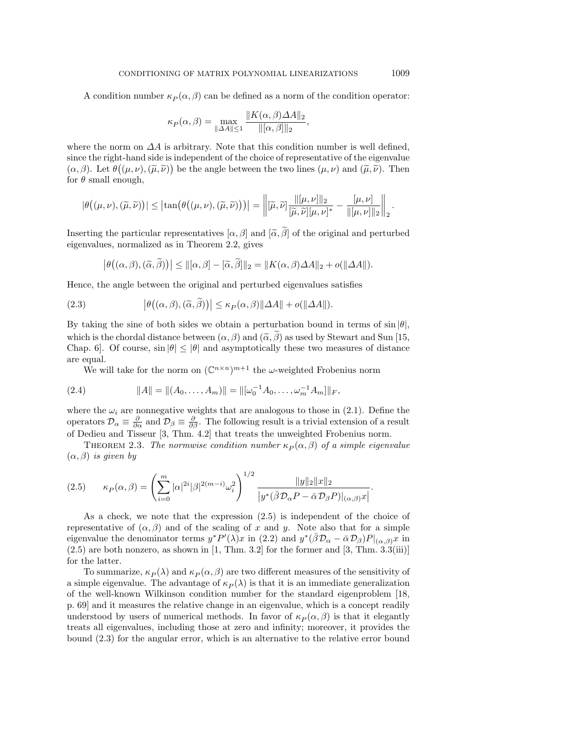A condition number $\kappa_P(\alpha, \beta)$ can be defined as a norm of the condition operator:

$$\kappa_P(\alpha, \beta) = \max_{\|\Delta A\| \leq 1} \frac{\|K(\alpha, \beta)\Delta A\|_2}{\|[\alpha, \beta]\|_2},$$

where the norm on $\Delta A$ is arbitrary. Note that this condition number is well defined, since the right-hand side is independent of the choice of representative of the eigenvalue $(\alpha, \beta)$. Let $\theta\big((\mu, \nu), (\widetilde{\mu}, \widetilde{\nu})\big)$ be the angle between the two lines $(\mu, \nu)$ and $(\widetilde{\mu}, \widetilde{\nu})$. Then for $\theta$ small enough,

$$|\theta\big((\mu, \nu), (\widetilde{\mu}, \widetilde{\nu})\big)| \leq \big|\tan\big(\theta\big((\mu, \nu), (\widetilde{\mu}, \widetilde{\nu})\big)\big)\big| = \left\| [\widetilde{\mu}, \widetilde{\nu}] \frac{\|[\mu, \nu]\|_2}{[\widetilde{\mu}, \widetilde{\nu}][\mu, \nu]^*} - \frac{[\mu, \nu]}{\|[\mu, \nu]\|_2} \right\|_2.$$

Inserting the particular representatives $[\alpha, \beta]$ and $[\widetilde{\alpha}, \widetilde{\beta}]$ of the original and perturbed eigenvalues, normalized as in Theorem 2.2, gives

$$\big|\theta\big((\alpha, \beta), (\widetilde{\alpha}, \widetilde{\beta})\big)\big| \leq \|[\alpha, \beta] - [\widetilde{\alpha}, \widetilde{\beta}]\|_2 = \|K(\alpha, \beta)\Delta A\|_2 + o(\|\Delta A\|).$$

Hence, the angle between the original and perturbed eigenvalues satisfies

$$\big|\theta\big((\alpha, \beta), (\widetilde{\alpha}, \widetilde{\beta})\big)\big| \leq \kappa_P(\alpha, \beta)\|\Delta A\| + o(\|\Delta A\|). \tag{2.3}$$

By taking the sine of both sides we obtain a perturbation bound in terms of $\sin|\theta|$, which is the chordal distance between $(\alpha, \beta)$ and $(\widetilde{\alpha}, \widetilde{\beta})$ as used by Stewart and Sun [15, Chap. 6]. Of course, $\sin|\theta| \leq |\theta|$ and asymptotically these two measures of distance are equal.

We will take for the norm on $(\mathbb{C}^{n\times n})^{m+1}$ the $\omega$-weighted Frobenius norm

$$\|A\| = \|(A_0, \ldots, A_m)\| = \|[\omega_0^{-1}A_0, \ldots, \omega_m^{-1}A_m]\|_F, \tag{2.4}$$

where the $\omega_i$ are nonnegative weights that are analogous to those in (2.1). Define the operators $\mathcal{D}_\alpha \equiv \frac{\partial}{\partial \alpha}$ and $\mathcal{D}_\beta \equiv \frac{\partial}{\partial \beta}$. The following result is a trivial extension of a result of Dedieu and Tisseur [3, Thm. 4.2] that treats the unweighted Frobenius norm.

Theorem 2.3. *The normwise condition number $\kappa_P(\alpha, \beta)$ of a simple eigenvalue $(\alpha, \beta)$ is given by*

$$\kappa_P(\alpha, \beta) = \left( \sum_{i=0}^{m} |\alpha|^{2i}|\beta|^{2(m-i)}\omega_i^2 \right)^{1/2} \frac{\|y\|_2\|x\|_2}{\big|y^*(\bar{\beta}\mathcal{D}_\alpha P - \bar{\alpha}\mathcal{D}_\beta P)|_{(\alpha,\beta)}x\big|}. \tag{2.5}$$

As a check, we note that the expression (2.5) is independent of the choice of representative of $(\alpha, \beta)$ and of the scaling of $x$ and $y$. Note also that for a simple eigenvalue the denominator terms $y^*P'(\lambda)x$ in (2.2) and $y^*(\bar{\beta}\mathcal{D}_\alpha - \bar{\alpha}\mathcal{D}_\beta)P|_{(\alpha,\beta)}x$ in (2.5) are both nonzero, as shown in [1, Thm. 3.2] for the former and [3, Thm. 3.3(iii)] for the latter.

To summarize, $\kappa_P(\lambda)$ and $\kappa_P(\alpha, \beta)$ are two different measures of the sensitivity of a simple eigenvalue. The advantage of $\kappa_P(\lambda)$ is that it is an immediate generalization of the well-known Wilkinson condition number for the standard eigenproblem [18, p. 69] and it measures the relative change in an eigenvalue, which is a concept readily understood by users of numerical methods. In favor of $\kappa_P(\alpha, \beta)$ is that it elegantly treats all eigenvalues, including those at zero and infinity; moreover, it provides the bound (2.3) for the angular error, which is an alternative to the relative error bound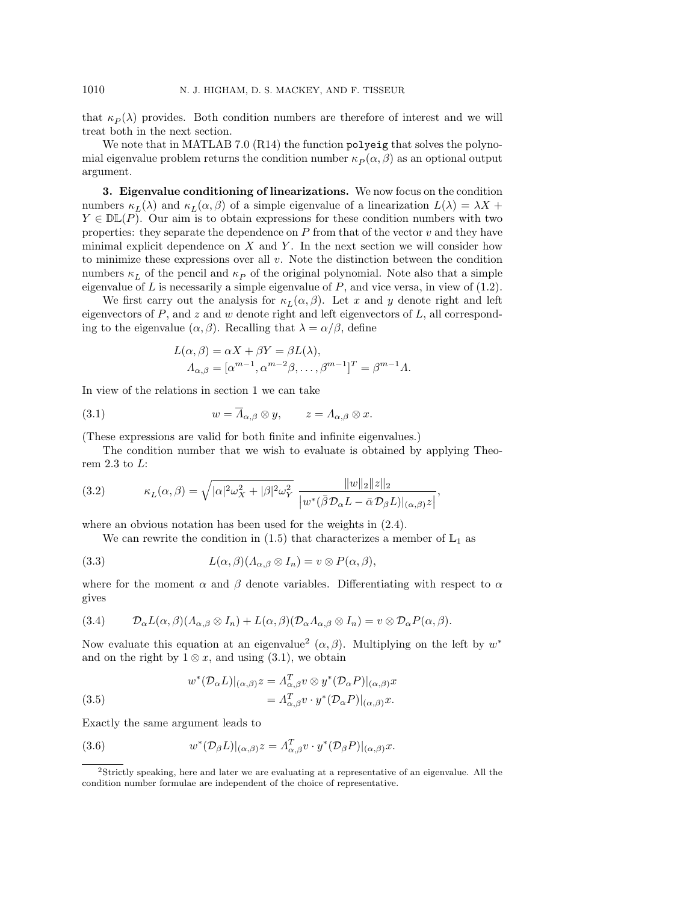that $\kappa_P(\lambda)$ provides. Both condition numbers are therefore of interest and we will treat both in the next section.

We note that in MATLAB 7.0 (R14) the function `polyeig` that solves the polynomial eigenvalue problem returns the condition number $\kappa_P(\alpha,\beta)$ as an optional output argument.

## 3. Eigenvalue conditioning of linearizations.

We now focus on the condition numbers $\kappa_L(\lambda)$ and $\kappa_L(\alpha,\beta)$ of a simple eigenvalue of a linearization $L(\lambda) = \lambda X + Y \in \mathbb{DL}(P)$. Our aim is to obtain expressions for these condition numbers with two properties: they separate the dependence on $P$ from that of the vector $v$ and they have minimal explicit dependence on $X$ and $Y$. In the next section we will consider how to minimize these expressions over all $v$. Note the distinction between the condition numbers $\kappa_L$ of the pencil and $\kappa_P$ of the original polynomial. Note also that a simple eigenvalue of $L$ is necessarily a simple eigenvalue of $P$, and vice versa, in view of (1.2).

We first carry out the analysis for $\kappa_L(\alpha,\beta)$. Let $x$ and $y$ denote right and left eigenvectors of $P$, and $z$ and $w$ denote right and left eigenvectors of $L$, all corresponding to the eigenvalue $(\alpha,\beta)$. Recalling that $\lambda = \alpha/\beta$, define

$$
\begin{aligned}
L(\alpha,\beta) &= \alpha X + \beta Y = \beta L(\lambda),\\
\Lambda_{\alpha,\beta} &= [\alpha^{m-1}, \alpha^{m-2}\beta, \ldots, \beta^{m-1}]^T = \beta^{m-1}\Lambda.
\end{aligned}
$$

In view of the relations in section 1 we can take

$$
w = \overline{\Lambda}_{\alpha,\beta} \otimes y, \qquad z = \Lambda_{\alpha,\beta} \otimes x. \tag{3.1}
$$

(These expressions are valid for both finite and infinite eigenvalues.)

The condition number that we wish to evaluate is obtained by applying Theorem 2.3 to $L$:

$$
\kappa_L(\alpha,\beta) = \sqrt{|\alpha|^2\omega_X^2 + |\beta|^2\omega_Y^2}\; \frac{\|w\|_2\|z\|_2}{\left|w^*(\bar{\beta}\mathcal{D}_\alpha L - \bar{\alpha}\mathcal{D}_\beta L)|_{(\alpha,\beta)} z\right|}, \tag{3.2}
$$

where an obvious notation has been used for the weights in (2.4).

We can rewrite the condition in (1.5) that characterizes a member of $\mathbb{L}_1$ as

$$
L(\alpha,\beta)(\Lambda_{\alpha,\beta} \otimes I_n) = v \otimes P(\alpha,\beta), \tag{3.3}
$$

where for the moment $\alpha$ and $\beta$ denote variables. Differentiating with respect to $\alpha$ gives

$$
\mathcal{D}_\alpha L(\alpha,\beta)(\Lambda_{\alpha,\beta} \otimes I_n) + L(\alpha,\beta)(\mathcal{D}_\alpha \Lambda_{\alpha,\beta} \otimes I_n) = v \otimes \mathcal{D}_\alpha P(\alpha,\beta). \tag{3.4}
$$

Now evaluate this equation at an eigenvalue[2] $(\alpha,\beta)$. Multiplying on the left by $w^*$ and on the right by $1 \otimes x$, and using (3.1), we obtain

$$
\begin{aligned}
w^*(\mathcal{D}_\alpha L)|_{(\alpha,\beta)} z &= \Lambda_{\alpha,\beta}^T v \otimes y^*(\mathcal{D}_\alpha P)|_{(\alpha,\beta)} x\\
&= \Lambda_{\alpha,\beta}^T v \cdot y^*(\mathcal{D}_\alpha P)|_{(\alpha,\beta)} x.
\end{aligned} \tag{3.5}
$$

Exactly the same argument leads to

$$
w^*(\mathcal{D}_\beta L)|_{(\alpha,\beta)} z = \Lambda_{\alpha,\beta}^T v \cdot y^*(\mathcal{D}_\beta P)|_{(\alpha,\beta)} x. \tag{3.6}
$$

[2] Strictly speaking, here and later we are evaluating at a representative of an eigenvalue. All the condition number formulae are independent of the choice of representative.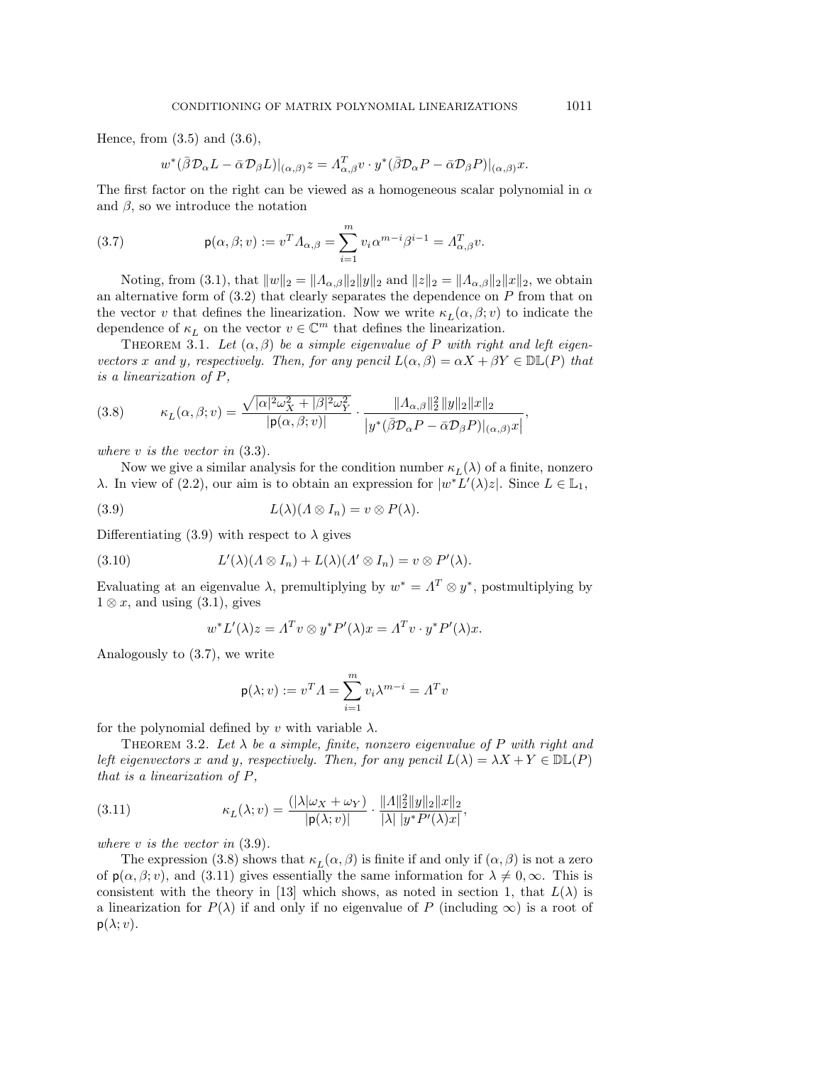Hence, from (3.5) and (3.6),

$$w^*(\bar{\beta}\mathcal{D}_\alpha L - \bar{\alpha}\mathcal{D}_\beta L)|_{(\alpha,\beta)} z = \Lambda_{\alpha,\beta}^T v \cdot y^*(\bar{\beta}\mathcal{D}_\alpha P - \bar{\alpha}\mathcal{D}_\beta P)|_{(\alpha,\beta)} x.$$

The first factor on the right can be viewed as a homogeneous scalar polynomial in $\alpha$ and $\beta$, so we introduce the notation

$$\mathsf{p}(\alpha, \beta; v) := v^T \Lambda_{\alpha,\beta} = \sum_{i=1}^{m} v_i \alpha^{m-i} \beta^{i-1} = \Lambda_{\alpha,\beta}^T v. \tag{3.7}$$

Noting, from (3.1), that $\|w\|_2 = \|\Lambda_{\alpha,\beta}\|_2 \|y\|_2$ and $\|z\|_2 = \|\Lambda_{\alpha,\beta}\|_2 \|x\|_2$, we obtain an alternative form of (3.2) that clearly separates the dependence on $P$ from that on the vector $v$ that defines the linearization. Now we write $\kappa_L(\alpha, \beta; v)$ to indicate the dependence of $\kappa_L$ on the vector $v \in \mathbb{C}^m$ that defines the linearization.

Theorem 3.1. *Let $(\alpha, \beta)$ be a simple eigenvalue of $P$ with right and left eigenvectors $x$ and $y$, respectively. Then, for any pencil $L(\alpha, \beta) = \alpha X + \beta Y \in \mathbb{DL}(P)$ that is a linearization of $P$,*

$$\kappa_L(\alpha, \beta; v) = \frac{\sqrt{|\alpha|^2 \omega_X^2 + |\beta|^2 \omega_Y^2}}{|\mathsf{p}(\alpha, \beta; v)|} \cdot \frac{\|\Lambda_{\alpha,\beta}\|_2^2 \|y\|_2 \|x\|_2}{\left| y^*(\bar{\beta}\mathcal{D}_\alpha P - \bar{\alpha}\mathcal{D}_\beta P)|_{(\alpha,\beta)} x \right|}, \tag{3.8}$$

*where $v$ is the vector in* (3.3).

Now we give a similar analysis for the condition number $\kappa_L(\lambda)$ of a finite, nonzero $\lambda$. In view of (2.2), our aim is to obtain an expression for $|w^* L'(\lambda) z|$. Since $L \in \mathbb{L}_1$,

$$L(\lambda)(\Lambda \otimes I_n) = v \otimes P(\lambda). \tag{3.9}$$

Differentiating (3.9) with respect to $\lambda$ gives

$$L'(\lambda)(\Lambda \otimes I_n) + L(\lambda)(\Lambda' \otimes I_n) = v \otimes P'(\lambda). \tag{3.10}$$

Evaluating at an eigenvalue $\lambda$, premultiplying by $w^* = \Lambda^T \otimes y^*$, postmultiplying by $1 \otimes x$, and using (3.1), gives

$$w^* L'(\lambda) z = \Lambda^T v \otimes y^* P'(\lambda) x = \Lambda^T v \cdot y^* P'(\lambda) x.$$

Analogously to (3.7), we write

$$\mathsf{p}(\lambda; v) := v^T \Lambda = \sum_{i=1}^{m} v_i \lambda^{m-i} = \Lambda^T v$$

for the polynomial defined by $v$ with variable $\lambda$.

Theorem 3.2. *Let $\lambda$ be a simple, finite, nonzero eigenvalue of $P$ with right and left eigenvectors $x$ and $y$, respectively. Then, for any pencil $L(\lambda) = \lambda X + Y \in \mathbb{DL}(P)$ that is a linearization of $P$,*

$$\kappa_L(\lambda; v) = \frac{(|\lambda| \omega_X + \omega_Y)}{|\mathsf{p}(\lambda; v)|} \cdot \frac{\|\Lambda\|_2^2 \|y\|_2 \|x\|_2}{|\lambda| \, |y^* P'(\lambda) x|}, \tag{3.11}$$

*where $v$ is the vector in* (3.9).

The expression (3.8) shows that $\kappa_L(\alpha, \beta)$ is finite if and only if $(\alpha, \beta)$ is not a zero of $\mathsf{p}(\alpha, \beta; v)$, and (3.11) gives essentially the same information for $\lambda \neq 0, \infty$. This is consistent with the theory in [13] which shows, as noted in section 1, that $L(\lambda)$ is a linearization for $P(\lambda)$ if and only if no eigenvalue of $P$ (including $\infty$) is a root of $\mathsf{p}(\lambda; v)$.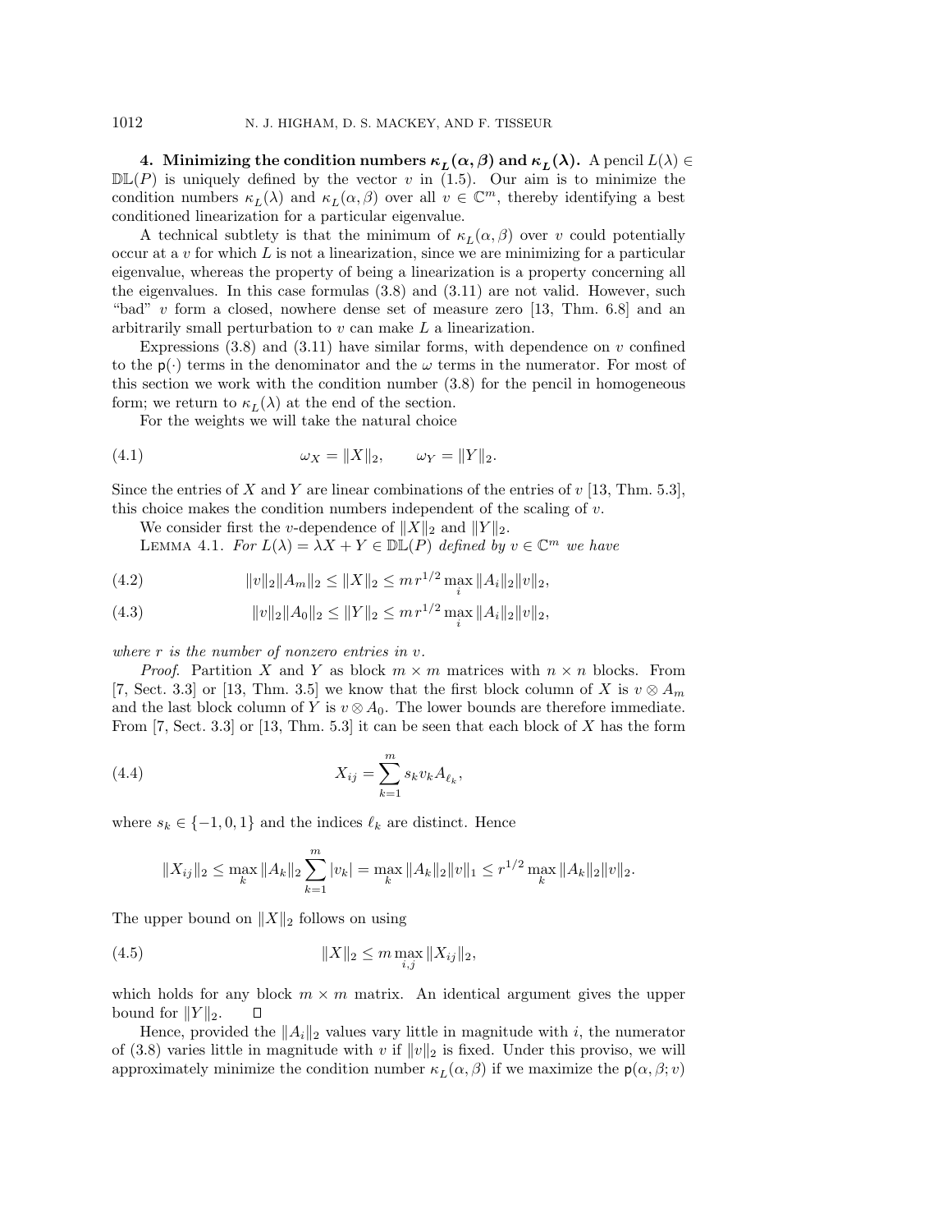## 4. Minimizing the condition numbers $\kappa_L(\alpha, \beta)$ and $\kappa_L(\lambda)$.

A pencil $L(\lambda) \in \mathbb{DL}(P)$ is uniquely defined by the vector $v$ in (1.5). Our aim is to minimize the condition numbers $\kappa_L(\lambda)$ and $\kappa_L(\alpha, \beta)$ over all $v \in \mathbb{C}^m$, thereby identifying a best conditioned linearization for a particular eigenvalue.

A technical subtlety is that the minimum of $\kappa_L(\alpha, \beta)$ over $v$ could potentially occur at a $v$ for which $L$ is not a linearization, since we are minimizing for a particular eigenvalue, whereas the property of being a linearization is a property concerning all the eigenvalues. In this case formulas (3.8) and (3.11) are not valid. However, such "bad" $v$ form a closed, nowhere dense set of measure zero [13, Thm. 6.8] and an arbitrarily small perturbation to $v$ can make $L$ a linearization.

Expressions (3.8) and (3.11) have similar forms, with dependence on $v$ confined to the $\mathsf{p}(\cdot)$ terms in the denominator and the $\omega$ terms in the numerator. For most of this section we work with the condition number (3.8) for the pencil in homogeneous form; we return to $\kappa_L(\lambda)$ at the end of the section.

For the weights we will take the natural choice

$$\omega_X = \|X\|_2, \qquad \omega_Y = \|Y\|_2. \tag{4.1}$$

Since the entries of $X$ and $Y$ are linear combinations of the entries of $v$ [13, Thm. 5.3], this choice makes the condition numbers independent of the scaling of $v$.

We consider first the $v$-dependence of $\|X\|_2$ and $\|Y\|_2$.

Lemma 4.1. *For $L(\lambda) = \lambda X + Y \in \mathbb{DL}(P)$ defined by $v \in \mathbb{C}^m$ we have*

$$\|v\|_2 \|A_m\|_2 \le \|X\|_2 \le m\, r^{1/2} \max_i \|A_i\|_2 \|v\|_2, \tag{4.2}$$

$$\|v\|_2 \|A_0\|_2 \le \|Y\|_2 \le m\, r^{1/2} \max_i \|A_i\|_2 \|v\|_2, \tag{4.3}$$

*where $r$ is the number of nonzero entries in $v$.*

*Proof.* Partition $X$ and $Y$ as block $m \times m$ matrices with $n \times n$ blocks. From [7, Sect. 3.3] or [13, Thm. 3.5] we know that the first block column of $X$ is $v \otimes A_m$ and the last block column of $Y$ is $v \otimes A_0$. The lower bounds are therefore immediate. From [7, Sect. 3.3] or [13, Thm. 5.3] it can be seen that each block of $X$ has the form

$$X_{ij} = \sum_{k=1}^{m} s_k v_k A_{\ell_k}, \tag{4.4}$$

where $s_k \in \{-1, 0, 1\}$ and the indices $\ell_k$ are distinct. Hence

$$\|X_{ij}\|_2 \le \max_k \|A_k\|_2 \sum_{k=1}^{m} |v_k| = \max_k \|A_k\|_2 \|v\|_1 \le r^{1/2} \max_k \|A_k\|_2 \|v\|_2.$$

The upper bound on $\|X\|_2$ follows on using

$$\|X\|_2 \le m \max_{i,j} \|X_{ij}\|_2, \tag{4.5}$$

which holds for any block $m \times m$ matrix. An identical argument gives the upper bound for $\|Y\|_2$. $\square$

Hence, provided the $\|A_i\|_2$ values vary little in magnitude with $i$, the numerator of (3.8) varies little in magnitude with $v$ if $\|v\|_2$ is fixed. Under this proviso, we will approximately minimize the condition number $\kappa_L(\alpha, \beta)$ if we maximize the $\mathsf{p}(\alpha, \beta; v)$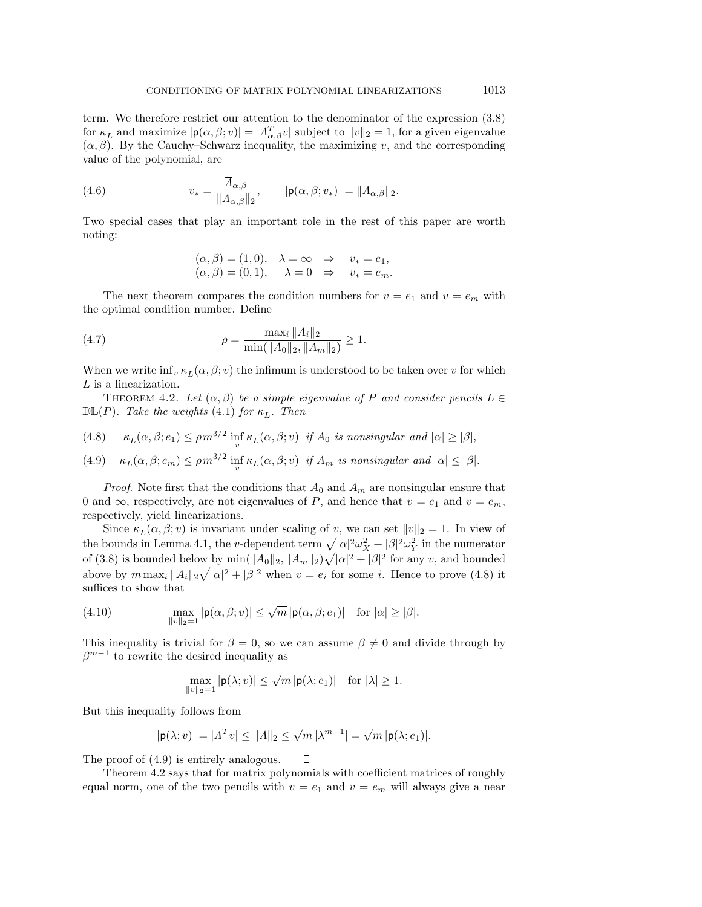term. We therefore restrict our attention to the denominator of the expression (3.8) for $\kappa_L$ and maximize $|\mathsf{p}(\alpha,\beta;v)| = |\Lambda_{\alpha,\beta}^T v|$ subject to $\|v\|_2 = 1$, for a given eigenvalue $(\alpha,\beta)$. By the Cauchy–Schwarz inequality, the maximizing $v$, and the corresponding value of the polynomial, are

$$v_* = \frac{\overline{\Lambda}_{\alpha,\beta}}{\|\Lambda_{\alpha,\beta}\|_2}, \qquad |\mathsf{p}(\alpha,\beta;v_*)| = \|\Lambda_{\alpha,\beta}\|_2. \tag{4.6}$$

Two special cases that play an important role in the rest of this paper are worth noting:

$$\begin{aligned}
(\alpha,\beta) &= (1,0), \quad \lambda = \infty \quad \Rightarrow \quad v_* = e_1,\\
(\alpha,\beta) &= (0,1), \quad \lambda = 0 \quad \Rightarrow \quad v_* = e_m.
\end{aligned}$$

The next theorem compares the condition numbers for $v = e_1$ and $v = e_m$ with the optimal condition number. Define

$$\rho = \frac{\max_i \|A_i\|_2}{\min(\|A_0\|_2, \|A_m\|_2)} \geq 1. \tag{4.7}$$

When we write $\inf_v \kappa_L(\alpha,\beta;v)$ the infimum is understood to be taken over $v$ for which $L$ is a linearization.

Theorem 4.2. *Let $(\alpha,\beta)$ be a simple eigenvalue of $P$ and consider pencils $L \in \mathbb{DL}(P)$. Take the weights* (4.1) *for $\kappa_L$. Then*

$$\kappa_L(\alpha,\beta;e_1) \leq \rho m^{3/2} \inf_v \kappa_L(\alpha,\beta;v) \quad \text{if } A_0 \text{ is nonsingular and } |\alpha| \geq |\beta|, \tag{4.8}$$

$$\kappa_L(\alpha,\beta;e_m) \leq \rho m^{3/2} \inf_v \kappa_L(\alpha,\beta;v) \quad \text{if } A_m \text{ is nonsingular and } |\alpha| \leq |\beta|. \tag{4.9}$$

*Proof.* Note first that the conditions that $A_0$ and $A_m$ are nonsingular ensure that 0 and $\infty$, respectively, are not eigenvalues of $P$, and hence that $v = e_1$ and $v = e_m$, respectively, yield linearizations.

Since $\kappa_L(\alpha,\beta;v)$ is invariant under scaling of $v$, we can set $\|v\|_2 = 1$. In view of the bounds in Lemma 4.1, the $v$-dependent term $\sqrt{|\alpha|^2\omega_X^2 + |\beta|^2\omega_Y^2}$ in the numerator of (3.8) is bounded below by $\min(\|A_0\|_2, \|A_m\|_2)\sqrt{|\alpha|^2 + |\beta|^2}$ for any $v$, and bounded above by $m \max_i \|A_i\|_2 \sqrt{|\alpha|^2 + |\beta|^2}$ when $v = e_i$ for some $i$. Hence to prove (4.8) it suffices to show that

$$\max_{\|v\|_2=1} |\mathsf{p}(\alpha,\beta;v)| \leq \sqrt{m}\,|\mathsf{p}(\alpha,\beta;e_1)| \quad \text{for } |\alpha| \geq |\beta|. \tag{4.10}$$

This inequality is trivial for $\beta = 0$, so we can assume $\beta \neq 0$ and divide through by $\beta^{m-1}$ to rewrite the desired inequality as

$$\max_{\|v\|_2=1} |\mathsf{p}(\lambda;v)| \leq \sqrt{m}\,|\mathsf{p}(\lambda;e_1)| \quad \text{for } |\lambda| \geq 1.$$

But this inequality follows from

$$|\mathsf{p}(\lambda;v)| = |\Lambda^T v| \leq \|\Lambda\|_2 \leq \sqrt{m}\,|\lambda^{m-1}| = \sqrt{m}\,|\mathsf{p}(\lambda;e_1)|.$$

The proof of (4.9) is entirely analogous. $\square$

Theorem 4.2 says that for matrix polynomials with coefficient matrices of roughly equal norm, one of the two pencils with $v = e_1$ and $v = e_m$ will always give a near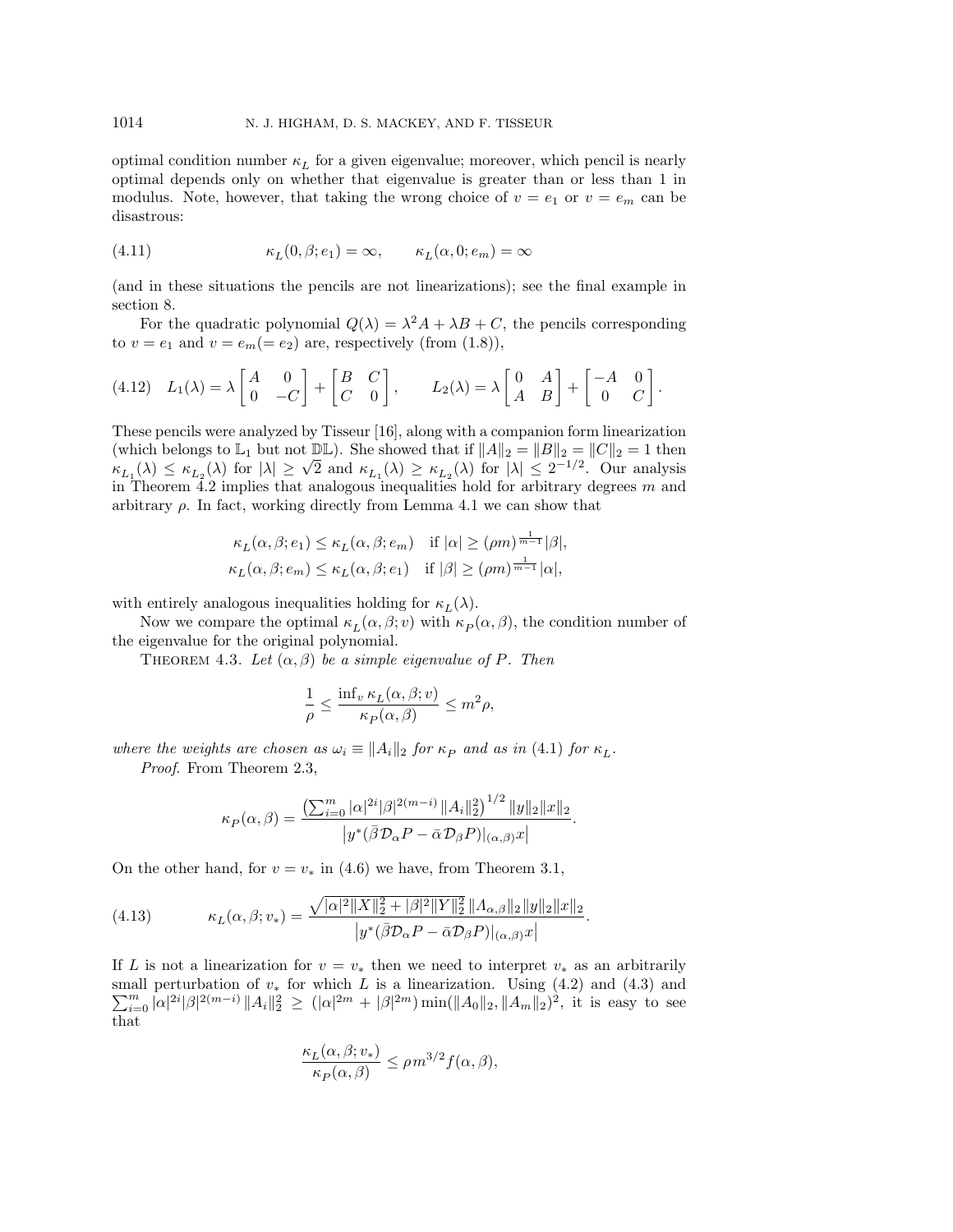optimal condition number $\kappa_L$ for a given eigenvalue; moreover, which pencil is nearly optimal depends only on whether that eigenvalue is greater than or less than 1 in modulus. Note, however, that taking the wrong choice of $v = e_1$ or $v = e_m$ can be disastrous:

$$\kappa_L(0, \beta; e_1) = \infty, \qquad \kappa_L(\alpha, 0; e_m) = \infty \tag{4.11}$$

(and in these situations the pencils are not linearizations); see the final example in section 8.

For the quadratic polynomial $Q(\lambda) = \lambda^2 A + \lambda B + C$, the pencils corresponding to $v = e_1$ and $v = e_m (= e_2)$ are, respectively (from (1.8)),

$$L_1(\lambda) = \lambda \begin{bmatrix} A & 0 \\ 0 & -C \end{bmatrix} + \begin{bmatrix} B & C \\ C & 0 \end{bmatrix}, \qquad L_2(\lambda) = \lambda \begin{bmatrix} 0 & A \\ A & B \end{bmatrix} + \begin{bmatrix} -A & 0 \\ 0 & C \end{bmatrix}. \tag{4.12}$$

These pencils were analyzed by Tisseur [16], along with a companion form linearization (which belongs to $\mathbb{L}_1$ but not $\mathbb{DL}$). She showed that if $\|A\|_2 = \|B\|_2 = \|C\|_2 = 1$ then $\kappa_{L_1}(\lambda) \le \kappa_{L_2}(\lambda)$ for $|\lambda| \ge \sqrt{2}$ and $\kappa_{L_1}(\lambda) \ge \kappa_{L_2}(\lambda)$ for $|\lambda| \le 2^{-1/2}$. Our analysis in Theorem 4.2 implies that analogous inequalities hold for arbitrary degrees $m$ and arbitrary $\rho$. In fact, working directly from Lemma 4.1 we can show that

$$\kappa_L(\alpha, \beta; e_1) \le \kappa_L(\alpha, \beta; e_m) \quad \text{if } |\alpha| \ge (\rho m)^{\frac{1}{m-1}} |\beta|,$$
$$\kappa_L(\alpha, \beta; e_m) \le \kappa_L(\alpha, \beta; e_1) \quad \text{if } |\beta| \ge (\rho m)^{\frac{1}{m-1}} |\alpha|,$$

with entirely analogous inequalities holding for $\kappa_L(\lambda)$.

Now we compare the optimal $\kappa_L(\alpha, \beta; v)$ with $\kappa_P(\alpha, \beta)$, the condition number of the eigenvalue for the original polynomial.

THEOREM 4.3. *Let $(\alpha, \beta)$ be a simple eigenvalue of $P$. Then*

$$\frac{1}{\rho} \le \frac{\inf_v \kappa_L(\alpha, \beta; v)}{\kappa_P(\alpha, \beta)} \le m^2 \rho,$$

*where the weights are chosen as $\omega_i \equiv \|A_i\|_2$ for $\kappa_P$ and as in (4.1) for $\kappa_L$.*

*Proof.* From Theorem 2.3,

$$\kappa_P(\alpha, \beta) = \frac{\left(\sum_{i=0}^m |\alpha|^{2i} |\beta|^{2(m-i)} \|A_i\|_2^2\right)^{1/2} \|y\|_2 \|x\|_2}{\left| y^* (\bar{\beta} \mathcal{D}_\alpha P - \bar{\alpha} \mathcal{D}_\beta P)|_{(\alpha,\beta)} x \right|}.$$

On the other hand, for $v = v_*$ in (4.6) we have, from Theorem 3.1,

$$\kappa_L(\alpha, \beta; v_*) = \frac{\sqrt{|\alpha|^2 \|X\|_2^2 + |\beta|^2 \|Y\|_2^2}\, \|\Lambda_{\alpha,\beta}\|_2 \|y\|_2 \|x\|_2}{\left| y^* (\bar{\beta} \mathcal{D}_\alpha P - \bar{\alpha} \mathcal{D}_\beta P)|_{(\alpha,\beta)} x \right|}. \tag{4.13}$$

If $L$ is not a linearization for $v = v_*$ then we need to interpret $v_*$ as an arbitrarily small perturbation of $v_*$ for which $L$ is a linearization. Using (4.2) and (4.3) and $\sum_{i=0}^m |\alpha|^{2i} |\beta|^{2(m-i)} \|A_i\|_2^2 \ge (|\alpha|^{2m} + |\beta|^{2m}) \min(\|A_0\|_2, \|A_m\|_2)^2$, it is easy to see that

$$\frac{\kappa_L(\alpha, \beta; v_*)}{\kappa_P(\alpha, \beta)} \le \rho m^{3/2} f(\alpha, \beta),$$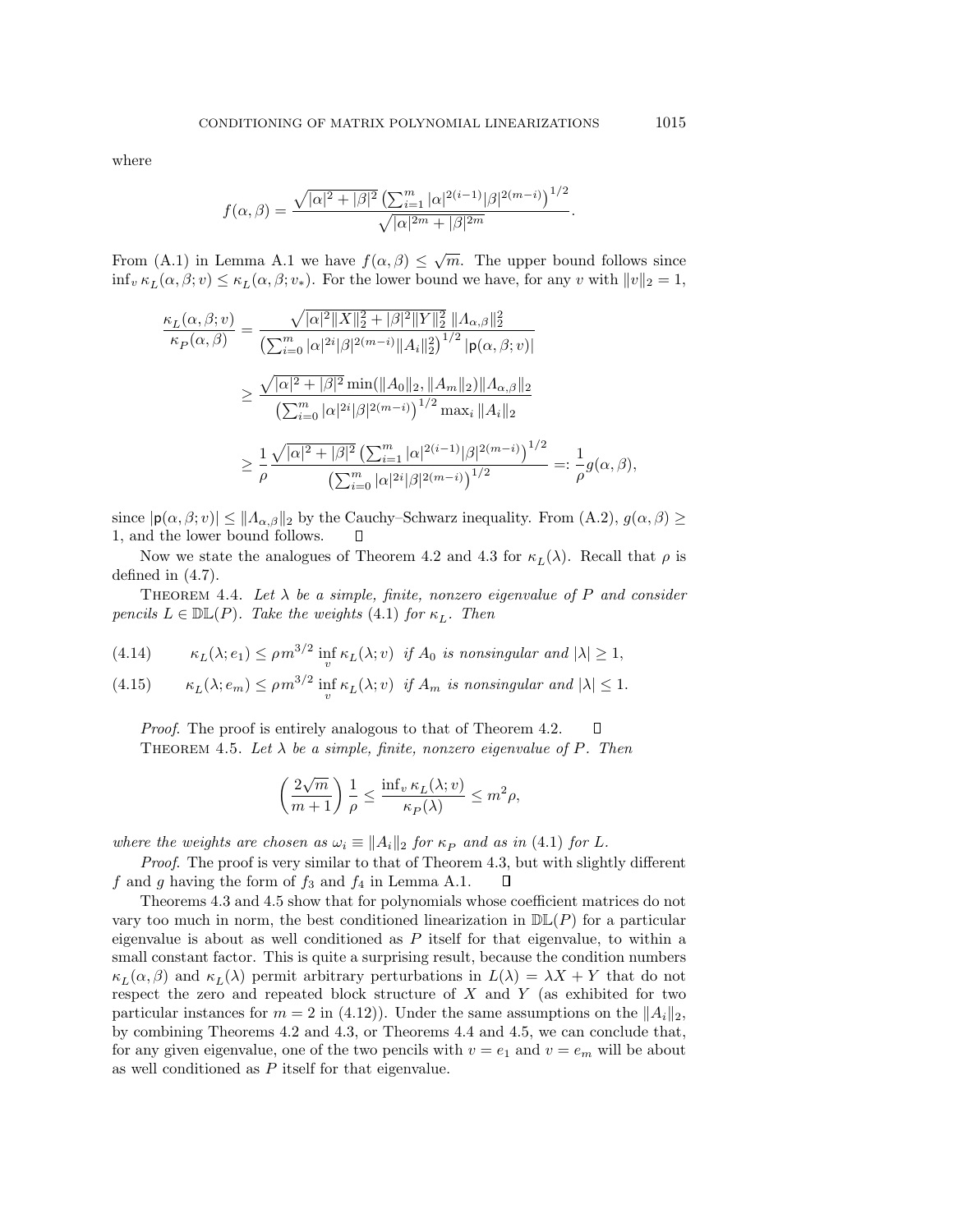where

$$f(\alpha,\beta) = \frac{\sqrt{|\alpha|^2+|\beta|^2}\left(\sum_{i=1}^m |\alpha|^{2(i-1)}|\beta|^{2(m-i)}\right)^{1/2}}{\sqrt{|\alpha|^{2m}+|\beta|^{2m}}}.$$

From (A.1) in Lemma A.1 we have $f(\alpha,\beta) \le \sqrt{m}$. The upper bound follows since $\inf_v \kappa_L(\alpha,\beta;v) \le \kappa_L(\alpha,\beta;v_*)$. For the lower bound we have, for any $v$ with $\|v\|_2 = 1$,

$$\begin{aligned}
\frac{\kappa_L(\alpha,\beta;v)}{\kappa_P(\alpha,\beta)} &= \frac{\sqrt{|\alpha|^2\|X\|_2^2+|\beta|^2\|Y\|_2^2}\;\|\Lambda_{\alpha,\beta}\|_2^2}{\left(\sum_{i=0}^m |\alpha|^{2i}|\beta|^{2(m-i)}\|A_i\|_2^2\right)^{1/2}|\mathsf{p}(\alpha,\beta;v)|} \\
&\ge \frac{\sqrt{|\alpha|^2+|\beta|^2}\,\min(\|A_0\|_2,\|A_m\|_2)\|\Lambda_{\alpha,\beta}\|_2}{\left(\sum_{i=0}^m |\alpha|^{2i}|\beta|^{2(m-i)}\right)^{1/2}\max_i\|A_i\|_2} \\
&\ge \frac{1}{\rho}\frac{\sqrt{|\alpha|^2+|\beta|^2}\left(\sum_{i=1}^m |\alpha|^{2(i-1)}|\beta|^{2(m-i)}\right)^{1/2}}{\left(\sum_{i=0}^m |\alpha|^{2i}|\beta|^{2(m-i)}\right)^{1/2}} =: \frac{1}{\rho}g(\alpha,\beta),
\end{aligned}$$

since $|\mathsf{p}(\alpha,\beta;v)| \le \|\Lambda_{\alpha,\beta}\|_2$ by the Cauchy–Schwarz inequality. From (A.2), $g(\alpha,\beta) \ge 1$, and the lower bound follows. $\square$

Now we state the analogues of Theorem 4.2 and 4.3 for $\kappa_L(\lambda)$. Recall that $\rho$ is defined in (4.7).

THEOREM 4.4. *Let $\lambda$ be a simple, finite, nonzero eigenvalue of $P$ and consider pencils $L \in \mathbb{DL}(P)$. Take the weights (4.1) for $\kappa_L$. Then*

$$\kappa_L(\lambda;e_1) \le \rho m^{3/2}\inf_v \kappa_L(\lambda;v) \ \ \text{if } A_0 \text{ is nonsingular and } |\lambda| \ge 1, \tag{4.14}$$

$$\kappa_L(\lambda;e_m) \le \rho m^{3/2}\inf_v \kappa_L(\lambda;v) \ \ \text{if } A_m \text{ is nonsingular and } |\lambda| \le 1. \tag{4.15}$$

*Proof*. The proof is entirely analogous to that of Theorem 4.2. $\square$

THEOREM 4.5. *Let $\lambda$ be a simple, finite, nonzero eigenvalue of $P$. Then*

$$\left(\frac{2\sqrt{m}}{m+1}\right)\frac{1}{\rho} \le \frac{\inf_v \kappa_L(\lambda;v)}{\kappa_P(\lambda)} \le m^2\rho,$$

*where the weights are chosen as $\omega_i \equiv \|A_i\|_2$ for $\kappa_P$ and as in (4.1) for $L$.*

*Proof*. The proof is very similar to that of Theorem 4.3, but with slightly different $f$ and $g$ having the form of $f_3$ and $f_4$ in Lemma A.1. $\square$

Theorems 4.3 and 4.5 show that for polynomials whose coefficient matrices do not vary too much in norm, the best conditioned linearization in $\mathbb{DL}(P)$ for a particular eigenvalue is about as well conditioned as $P$ itself for that eigenvalue, to within a small constant factor. This is quite a surprising result, because the condition numbers $\kappa_L(\alpha,\beta)$ and $\kappa_L(\lambda)$ permit arbitrary perturbations in $L(\lambda) = \lambda X + Y$ that do not respect the zero and repeated block structure of $X$ and $Y$ (as exhibited for two particular instances for $m = 2$ in (4.12)). Under the same assumptions on the $\|A_i\|_2$, by combining Theorems 4.2 and 4.3, or Theorems 4.4 and 4.5, we can conclude that, for any given eigenvalue, one of the two pencils with $v = e_1$ and $v = e_m$ will be about as well conditioned as $P$ itself for that eigenvalue.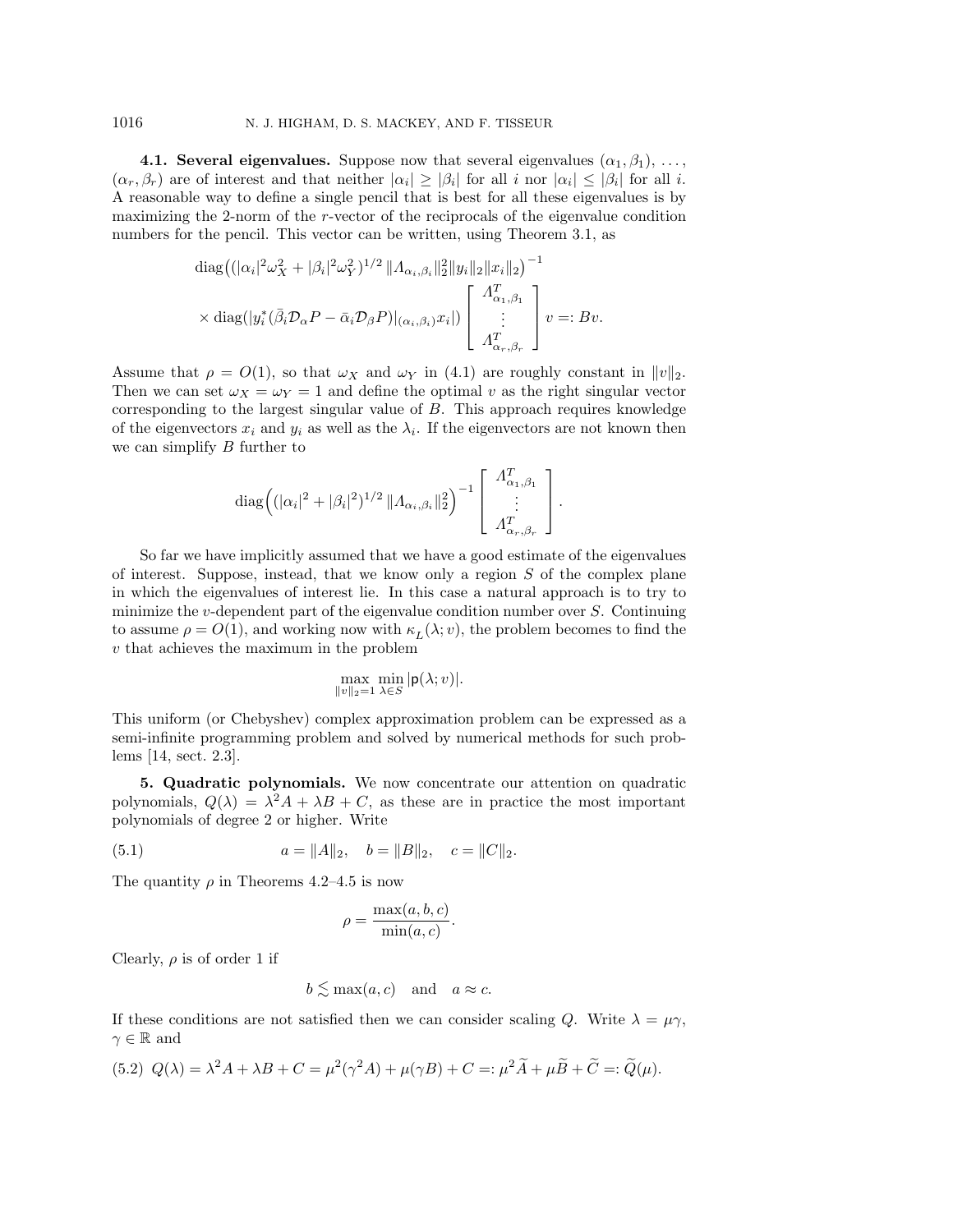**4.1. Several eigenvalues.** Suppose now that several eigenvalues $(\alpha_1, \beta_1), \ldots, (\alpha_r, \beta_r)$ are of interest and that neither $|\alpha_i| \geq |\beta_i|$ for all $i$ nor $|\alpha_i| \leq |\beta_i|$ for all $i$. A reasonable way to define a single pencil that is best for all these eigenvalues is by maximizing the 2-norm of the $r$-vector of the reciprocals of the eigenvalue condition numbers for the pencil. This vector can be written, using Theorem 3.1, as

$$
\begin{aligned}
&\operatorname{diag}\Big( (|\alpha_i|^2 \omega_X^2 + |\beta_i|^2 \omega_Y^2)^{1/2} \, \|\Lambda_{\alpha_i,\beta_i}\|_2^2 \|y_i\|_2 \|x_i\|_2 \Big)^{-1} \\
&\quad \times \operatorname{diag}(|y_i^*(\bar{\beta}_i \mathcal{D}_\alpha P - \bar{\alpha}_i \mathcal{D}_\beta P)|_{(\alpha_i,\beta_i)} x_i|) \begin{bmatrix} \Lambda_{\alpha_1,\beta_1}^T \\ \vdots \\ \Lambda_{\alpha_r,\beta_r}^T \end{bmatrix} v =: Bv.
\end{aligned}
$$

Assume that $\rho = O(1)$, so that $\omega_X$ and $\omega_Y$ in (4.1) are roughly constant in $\|v\|_2$. Then we can set $\omega_X = \omega_Y = 1$ and define the optimal $v$ as the right singular vector corresponding to the largest singular value of $B$. This approach requires knowledge of the eigenvectors $x_i$ and $y_i$ as well as the $\lambda_i$. If the eigenvectors are not known then we can simplify $B$ further to

$$
\operatorname{diag}\Big( (|\alpha_i|^2 + |\beta_i|^2)^{1/2} \, \|\Lambda_{\alpha_i,\beta_i}\|_2^2 \Big)^{-1} \begin{bmatrix} \Lambda_{\alpha_1,\beta_1}^T \\ \vdots \\ \Lambda_{\alpha_r,\beta_r}^T \end{bmatrix}.
$$

So far we have implicitly assumed that we have a good estimate of the eigenvalues of interest. Suppose, instead, that we know only a region $S$ of the complex plane in which the eigenvalues of interest lie. In this case a natural approach is to try to minimize the $v$-dependent part of the eigenvalue condition number over $S$. Continuing to assume $\rho = O(1)$, and working now with $\kappa_L(\lambda; v)$, the problem becomes to find the $v$ that achieves the maximum in the problem

$$
\max_{\|v\|_2 = 1} \min_{\lambda \in S} |\mathsf{p}(\lambda; v)|.
$$

This uniform (or Chebyshev) complex approximation problem can be expressed as a semi-infinite programming problem and solved by numerical methods for such problems [14, sect. 2.3].

## 5. Quadratic polynomials.

We now concentrate our attention on quadratic polynomials, $Q(\lambda) = \lambda^2 A + \lambda B + C$, as these are in practice the most important polynomials of degree 2 or higher. Write

$$
a = \|A\|_2, \quad b = \|B\|_2, \quad c = \|C\|_2. \tag{5.1}
$$

The quantity $\rho$ in Theorems 4.2–4.5 is now

$$
\rho = \frac{\max(a, b, c)}{\min(a, c)}.
$$

Clearly, $\rho$ is of order 1 if

$$
b \lesssim \max(a, c) \quad \text{and} \quad a \approx c.
$$

If these conditions are not satisfied then we can consider scaling $Q$. Write $\lambda = \mu\gamma$, $\gamma \in \mathbb{R}$ and

$$
Q(\lambda) = \lambda^2 A + \lambda B + C = \mu^2(\gamma^2 A) + \mu(\gamma B) + C =: \mu^2 \widetilde{A} + \mu \widetilde{B} + \widetilde{C} =: \widetilde{Q}(\mu). \tag{5.2}
$$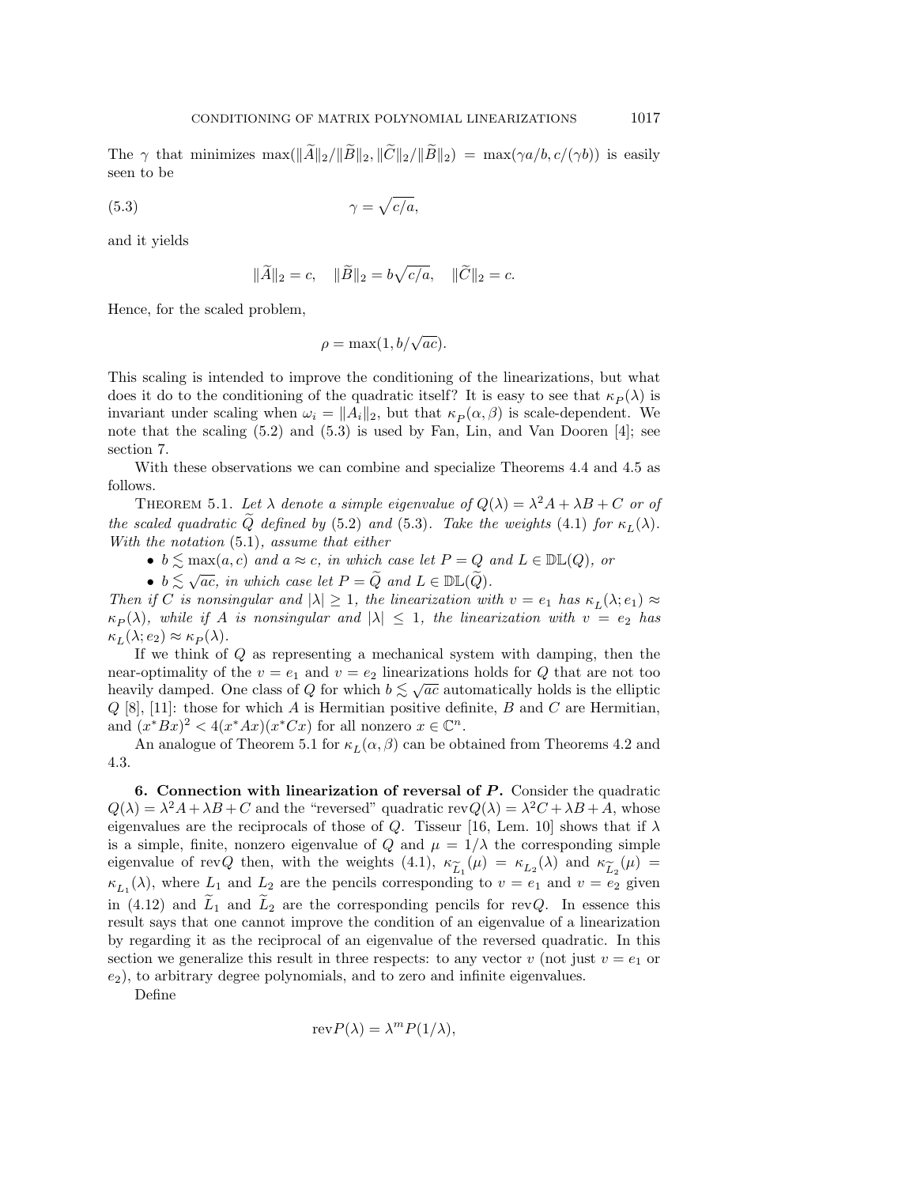The $\gamma$ that minimizes $\max(\|\widetilde{A}\|_2/\|\widetilde{B}\|_2, \|\widetilde{C}\|_2/\|\widetilde{B}\|_2) = \max(\gamma a/b, c/(\gamma b))$ is easily seen to be

$$\gamma = \sqrt{c/a}, \tag{5.3}$$

and it yields

$$\|\widetilde{A}\|_2 = c, \quad \|\widetilde{B}\|_2 = b\sqrt{c/a}, \quad \|\widetilde{C}\|_2 = c.$$

Hence, for the scaled problem,

$$\rho = \max(1, b/\sqrt{ac}).$$

This scaling is intended to improve the conditioning of the linearizations, but what does it do to the conditioning of the quadratic itself? It is easy to see that $\kappa_P(\lambda)$ is invariant under scaling when $\omega_i = \|A_i\|_2$, but that $\kappa_P(\alpha, \beta)$ is scale-dependent. We note that the scaling (5.2) and (5.3) is used by Fan, Lin, and Van Dooren [4]; see section 7.

With these observations we can combine and specialize Theorems 4.4 and 4.5 as follows.

Theorem 5.1. *Let $\lambda$ denote a simple eigenvalue of $Q(\lambda) = \lambda^2 A + \lambda B + C$ or of the scaled quadratic $\widetilde{Q}$ defined by (5.2) and (5.3). Take the weights (4.1) for $\kappa_L(\lambda)$. With the notation (5.1), assume that either*

- *$b \lesssim \max(a, c)$ and $a \approx c$, in which case let $P = Q$ and $L \in \mathbb{DL}(Q)$, or*
- *$b \lesssim \sqrt{ac}$, in which case let $P = \widetilde{Q}$ and $L \in \mathbb{DL}(\widetilde{Q})$.*

*Then if $C$ is nonsingular and $|\lambda| \geq 1$, the linearization with $v = e_1$ has $\kappa_L(\lambda; e_1) \approx \kappa_P(\lambda)$, while if $A$ is nonsingular and $|\lambda| \leq 1$, the linearization with $v = e_2$ has $\kappa_L(\lambda; e_2) \approx \kappa_P(\lambda)$.*

If we think of $Q$ as representing a mechanical system with damping, then the near-optimality of the $v = e_1$ and $v = e_2$ linearizations holds for $Q$ that are not too heavily damped. One class of $Q$ for which $b \lesssim \sqrt{ac}$ automatically holds is the elliptic $Q$ [8], [11]: those for which $A$ is Hermitian positive definite, $B$ and $C$ are Hermitian, and $(x^*Bx)^2 < 4(x^*Ax)(x^*Cx)$ for all nonzero $x \in \mathbb{C}^n$.

An analogue of Theorem 5.1 for $\kappa_L(\alpha, \beta)$ can be obtained from Theorems 4.2 and 4.3.

## 6. Connection with linearization of reversal of *P*.

Consider the quadratic $Q(\lambda) = \lambda^2 A + \lambda B + C$ and the "reversed" quadratic $\mathrm{rev}Q(\lambda) = \lambda^2 C + \lambda B + A$, whose eigenvalues are the reciprocals of those of $Q$. Tisseur [16, Lem. 10] shows that if $\lambda$ is a simple, finite, nonzero eigenvalue of $Q$ and $\mu = 1/\lambda$ the corresponding simple eigenvalue of $\mathrm{rev}Q$ then, with the weights (4.1), $\kappa_{\widetilde{L}_1}(\mu) = \kappa_{L_2}(\lambda)$ and $\kappa_{\widetilde{L}_2}(\mu) = \kappa_{L_1}(\lambda)$, where $L_1$ and $L_2$ are the pencils corresponding to $v = e_1$ and $v = e_2$ given in (4.12) and $\widetilde{L}_1$ and $\widetilde{L}_2$ are the corresponding pencils for $\mathrm{rev}Q$. In essence this result says that one cannot improve the condition of an eigenvalue of a linearization by regarding it as the reciprocal of an eigenvalue of the reversed quadratic. In this section we generalize this result in three respects: to any vector $v$ (not just $v = e_1$ or $e_2$), to arbitrary degree polynomials, and to zero and infinite eigenvalues.

Define

$$\mathrm{rev}P(\lambda) = \lambda^m P(1/\lambda),$$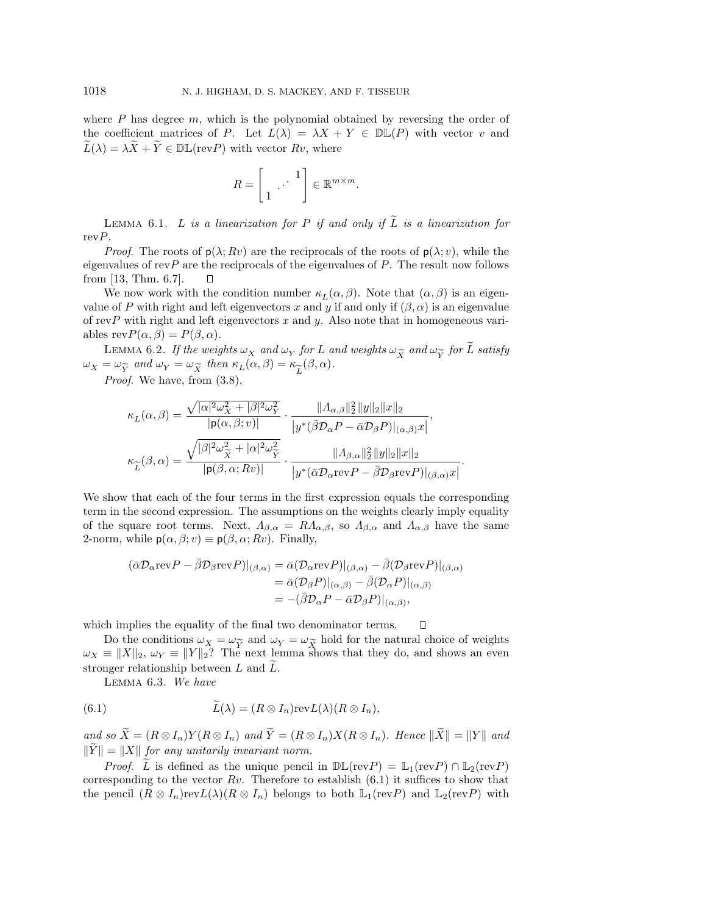where $P$ has degree $m$, which is the polynomial obtained by reversing the order of the coefficient matrices of $P$. Let $L(\lambda) = \lambda X + Y \in \mathbb{DL}(P)$ with vector $v$ and $\widetilde{L}(\lambda) = \lambda \widetilde{X} + \widetilde{Y} \in \mathbb{DL}(\mathrm{rev}P)$ with vector $Rv$, where

$$R = \begin{bmatrix} & & 1 \\ & \iddots & \\ 1 & & \end{bmatrix} \in \mathbb{R}^{m \times m}.$$

LEMMA 6.1. *$L$ is a linearization for $P$ if and only if $\widetilde{L}$ is a linearization for* rev$P$.

*Proof*. The roots of $\mathsf{p}(\lambda; Rv)$ are the reciprocals of the roots of $\mathsf{p}(\lambda; v)$, while the eigenvalues of rev$P$ are the reciprocals of the eigenvalues of $P$. The result now follows from [13, Thm. 6.7]. $\square$

We now work with the condition number $\kappa_L(\alpha, \beta)$. Note that $(\alpha, \beta)$ is an eigenvalue of $P$ with right and left eigenvectors $x$ and $y$ if and only if $(\beta, \alpha)$ is an eigenvalue of rev$P$ with right and left eigenvectors $x$ and $y$. Also note that in homogeneous variables $\mathrm{rev}P(\alpha, \beta) = P(\beta, \alpha)$.

LEMMA 6.2. *If the weights $\omega_X$ and $\omega_Y$ for $L$ and weights $\omega_{\widetilde{X}}$ and $\omega_{\widetilde{Y}}$ for $\widetilde{L}$ satisfy $\omega_X = \omega_{\widetilde{Y}}$ and $\omega_Y = \omega_{\widetilde{X}}$ then $\kappa_L(\alpha, \beta) = \kappa_{\widetilde{L}}(\beta, \alpha)$.*

*Proof*. We have, from (3.8),

$$\kappa_L(\alpha, \beta) = \frac{\sqrt{|\alpha|^2 \omega_X^2 + |\beta|^2 \omega_Y^2}}{|\mathsf{p}(\alpha, \beta; v)|} \cdot \frac{\|\Lambda_{\alpha,\beta}\|_2^2 \|y\|_2 \|x\|_2}{\left| y^* (\bar{\beta} \mathcal{D}_\alpha P - \bar{\alpha} \mathcal{D}_\beta P)|_{(\alpha,\beta)} x \right|},$$

$$\kappa_{\widetilde{L}}(\beta, \alpha) = \frac{\sqrt{|\beta|^2 \omega_{\widetilde{X}}^2 + |\alpha|^2 \omega_{\widetilde{Y}}^2}}{|\mathsf{p}(\beta, \alpha; Rv)|} \cdot \frac{\|\Lambda_{\beta,\alpha}\|_2^2 \|y\|_2 \|x\|_2}{\left| y^* (\bar{\alpha} \mathcal{D}_\alpha \mathrm{rev}P - \bar{\beta} \mathcal{D}_\beta \mathrm{rev}P)|_{(\beta,\alpha)} x \right|}.$$

We show that each of the four terms in the first expression equals the corresponding term in the second expression. The assumptions on the weights clearly imply equality of the square root terms. Next, $\Lambda_{\beta,\alpha} = R \Lambda_{\alpha,\beta}$, so $\Lambda_{\beta,\alpha}$ and $\Lambda_{\alpha,\beta}$ have the same 2-norm, while $\mathsf{p}(\alpha, \beta; v) \equiv \mathsf{p}(\beta, \alpha; Rv)$. Finally,

$$\begin{aligned}
(\bar{\alpha} \mathcal{D}_\alpha \mathrm{rev}P - \bar{\beta} \mathcal{D}_\beta \mathrm{rev}P)|_{(\beta,\alpha)} &= \bar{\alpha} (\mathcal{D}_\alpha \mathrm{rev}P)|_{(\beta,\alpha)} - \bar{\beta} (\mathcal{D}_\beta \mathrm{rev}P)|_{(\beta,\alpha)} \\
&= \bar{\alpha} (\mathcal{D}_\beta P)|_{(\alpha,\beta)} - \bar{\beta} (\mathcal{D}_\alpha P)|_{(\alpha,\beta)} \\
&= -(\bar{\beta} \mathcal{D}_\alpha P - \bar{\alpha} \mathcal{D}_\beta P)|_{(\alpha,\beta)},
\end{aligned}$$

which implies the equality of the final two denominator terms. $\square$

Do the conditions $\omega_X = \omega_{\widetilde{Y}}$ and $\omega_Y = \omega_{\widetilde{X}}$ hold for the natural choice of weights $\omega_X \equiv \|X\|_2$, $\omega_Y \equiv \|Y\|_2$? The next lemma shows that they do, and shows an even stronger relationship between $L$ and $\widetilde{L}$.

LEMMA 6.3. *We have*

$$\widetilde{L}(\lambda) = (R \otimes I_n) \mathrm{rev}L(\lambda) (R \otimes I_n), \tag{6.1}$$

*and so $\widetilde{X} = (R \otimes I_n) Y (R \otimes I_n)$ and $\widetilde{Y} = (R \otimes I_n) X (R \otimes I_n)$. Hence $\|\widetilde{X}\| = \|Y\|$ and $\|\widetilde{Y}\| = \|X\|$ for any unitarily invariant norm.*

*Proof*. $\widetilde{L}$ is defined as the unique pencil in $\mathbb{DL}(\mathrm{rev}P) = \mathbb{L}_1(\mathrm{rev}P) \cap \mathbb{L}_2(\mathrm{rev}P)$ corresponding to the vector $Rv$. Therefore to establish (6.1) it suffices to show that the pencil $(R \otimes I_n) \mathrm{rev}L(\lambda) (R \otimes I_n)$ belongs to both $\mathbb{L}_1(\mathrm{rev}P)$ and $\mathbb{L}_2(\mathrm{rev}P)$ with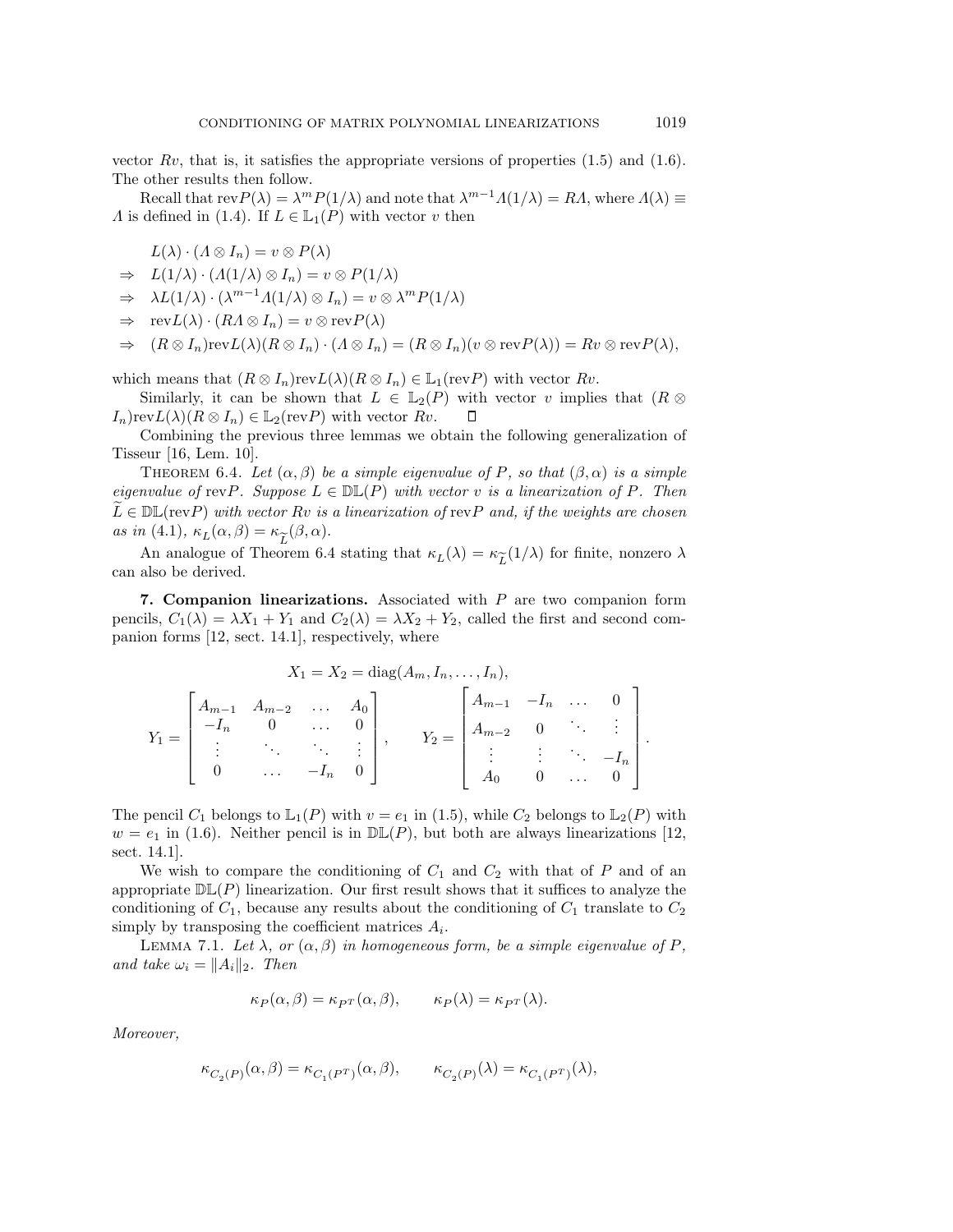vector $Rv$, that is, it satisfies the appropriate versions of properties (1.5) and (1.6). The other results then follow.

Recall that $\text{rev}P(\lambda) = \lambda^m P(1/\lambda)$ and note that $\lambda^{m-1}\Lambda(1/\lambda) = R\Lambda$, where $\Lambda(\lambda) \equiv \Lambda$ is defined in (1.4). If $L \in \mathbb{L}_1(P)$ with vector $v$ then

$$
\begin{aligned}
& L(\lambda) \cdot (\Lambda \otimes I_n) = v \otimes P(\lambda) \\
\Rightarrow \quad & L(1/\lambda) \cdot (\Lambda(1/\lambda) \otimes I_n) = v \otimes P(1/\lambda) \\
\Rightarrow \quad & \lambda L(1/\lambda) \cdot (\lambda^{m-1}\Lambda(1/\lambda) \otimes I_n) = v \otimes \lambda^m P(1/\lambda) \\
\Rightarrow \quad & \text{rev}L(\lambda) \cdot (R\Lambda \otimes I_n) = v \otimes \text{rev}P(\lambda) \\
\Rightarrow \quad & (R \otimes I_n)\text{rev}L(\lambda)(R \otimes I_n) \cdot (\Lambda \otimes I_n) = (R \otimes I_n)(v \otimes \text{rev}P(\lambda)) = Rv \otimes \text{rev}P(\lambda),
\end{aligned}
$$

which means that $(R \otimes I_n)\text{rev}L(\lambda)(R \otimes I_n) \in \mathbb{L}_1(\text{rev}P)$ with vector $Rv$.

Similarly, it can be shown that $L \in \mathbb{L}_2(P)$ with vector $v$ implies that $(R \otimes I_n)\text{rev}L(\lambda)(R \otimes I_n) \in \mathbb{L}_2(\text{rev}P)$ with vector $Rv$. $\square$

Combining the previous three lemmas we obtain the following generalization of Tisseur [16, Lem. 10].

Theorem 6.4. *Let $(\alpha, \beta)$ be a simple eigenvalue of $P$, so that $(\beta, \alpha)$ is a simple eigenvalue of $\text{rev}P$. Suppose $L \in \mathbb{DL}(P)$ with vector $v$ is a linearization of $P$. Then $\widetilde{L} \in \mathbb{DL}(\text{rev}P)$ with vector $Rv$ is a linearization of $\text{rev}P$ and, if the weights are chosen as in* (4.1), $\kappa_L(\alpha, \beta) = \kappa_{\widetilde{L}}(\beta, \alpha)$.

An analogue of Theorem 6.4 stating that $\kappa_L(\lambda) = \kappa_{\widetilde{L}}(1/\lambda)$ for finite, nonzero $\lambda$ can also be derived.

## 7. Companion linearizations.

Associated with $P$ are two companion form pencils, $C_1(\lambda) = \lambda X_1 + Y_1$ and $C_2(\lambda) = \lambda X_2 + Y_2$, called the first and second companion forms [12, sect. 14.1], respectively, where

$$
X_1 = X_2 = \text{diag}(A_m, I_n, \ldots, I_n),
$$

$$
Y_1 = \begin{bmatrix} A_{m-1} & A_{m-2} & \ldots & A_0 \\ -I_n & 0 & \ldots & 0 \\ \vdots & \ddots & \ddots & \vdots \\ 0 & \ldots & -I_n & 0 \end{bmatrix}, \qquad Y_2 = \begin{bmatrix} A_{m-1} & -I_n & \ldots & 0 \\ A_{m-2} & 0 & \ddots & \vdots \\ \vdots & \vdots & \ddots & -I_n \\ A_0 & 0 & \ldots & 0 \end{bmatrix}.
$$

The pencil $C_1$ belongs to $\mathbb{L}_1(P)$ with $v = e_1$ in (1.5), while $C_2$ belongs to $\mathbb{L}_2(P)$ with $w = e_1$ in (1.6). Neither pencil is in $\mathbb{DL}(P)$, but both are always linearizations [12, sect. 14.1].

We wish to compare the conditioning of $C_1$ and $C_2$ with that of $P$ and of an appropriate $\mathbb{DL}(P)$ linearization. Our first result shows that it suffices to analyze the conditioning of $C_1$, because any results about the conditioning of $C_1$ translate to $C_2$ simply by transposing the coefficient matrices $A_i$.

Lemma 7.1. *Let $\lambda$, or $(\alpha, \beta)$ in homogeneous form, be a simple eigenvalue of $P$, and take $\omega_i = \|A_i\|_2$. Then*

$$
\kappa_P(\alpha, \beta) = \kappa_{P^T}(\alpha, \beta), \qquad \kappa_P(\lambda) = \kappa_{P^T}(\lambda).
$$

*Moreover,*

$$
\kappa_{C_2(P)}(\alpha, \beta) = \kappa_{C_1(P^T)}(\alpha, \beta), \qquad \kappa_{C_2(P)}(\lambda) = \kappa_{C_1(P^T)}(\lambda),
$$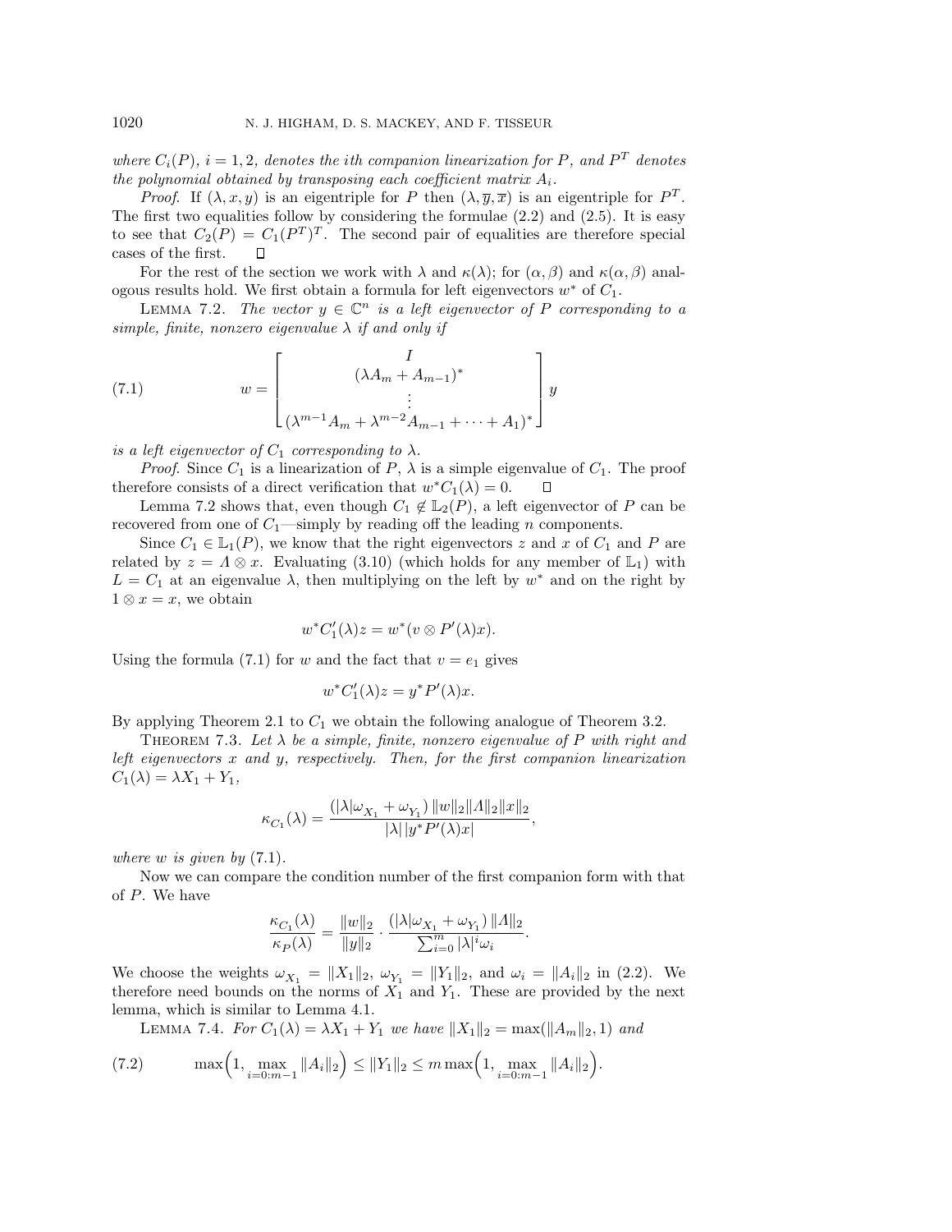*where $C_i(P)$, $i = 1, 2$, denotes the ith companion linearization for $P$, and $P^T$ denotes the polynomial obtained by transposing each coefficient matrix $A_i$.*

*Proof.* If $(\lambda, x, y)$ is an eigentriple for $P$ then $(\lambda, \overline{y}, \overline{x})$ is an eigentriple for $P^T$. The first two equalities follow by considering the formulae (2.2) and (2.5). It is easy to see that $C_2(P) = C_1(P^T)^T$. The second pair of equalities are therefore special cases of the first. ◻

For the rest of the section we work with $\lambda$ and $\kappa(\lambda)$; for $(\alpha, \beta)$ and $\kappa(\alpha, \beta)$ analogous results hold. We first obtain a formula for left eigenvectors $w^*$ of $C_1$.

Lemma 7.2. *The vector $y \in \mathbb{C}^n$ is a left eigenvector of $P$ corresponding to a simple, finite, nonzero eigenvalue $\lambda$ if and only if*

$$w = \begin{bmatrix} I \\ (\lambda A_m + A_{m-1})^* \\ \vdots \\ (\lambda^{m-1} A_m + \lambda^{m-2} A_{m-1} + \cdots + A_1)^* \end{bmatrix} y \tag{7.1}$$

*is a left eigenvector of $C_1$ corresponding to $\lambda$.*

*Proof.* Since $C_1$ is a linearization of $P$, $\lambda$ is a simple eigenvalue of $C_1$. The proof therefore consists of a direct verification that $w^* C_1(\lambda) = 0$. ◻

Lemma 7.2 shows that, even though $C_1 \notin \mathbb{L}_2(P)$, a left eigenvector of $P$ can be recovered from one of $C_1$—simply by reading off the leading $n$ components.

Since $C_1 \in \mathbb{L}_1(P)$, we know that the right eigenvectors $z$ and $x$ of $C_1$ and $P$ are related by $z = \Lambda \otimes x$. Evaluating (3.10) (which holds for any member of $\mathbb{L}_1$) with $L = C_1$ at an eigenvalue $\lambda$, then multiplying on the left by $w^*$ and on the right by $1 \otimes x = x$, we obtain

$$w^* C_1'(\lambda) z = w^* (v \otimes P'(\lambda) x).$$

Using the formula (7.1) for $w$ and the fact that $v = e_1$ gives

$$w^* C_1'(\lambda) z = y^* P'(\lambda) x.$$

By applying Theorem 2.1 to $C_1$ we obtain the following analogue of Theorem 3.2.

Theorem 7.3. *Let $\lambda$ be a simple, finite, nonzero eigenvalue of $P$ with right and left eigenvectors $x$ and $y$, respectively. Then, for the first companion linearization $C_1(\lambda) = \lambda X_1 + Y_1$,*

$$\kappa_{C_1}(\lambda) = \frac{(|\lambda| \omega_{X_1} + \omega_{Y_1}) \, \|w\|_2 \|\Lambda\|_2 \|x\|_2}{|\lambda| \, |y^* P'(\lambda) x|},$$

*where $w$ is given by* (7.1).

Now we can compare the condition number of the first companion form with that of $P$. We have

$$\frac{\kappa_{C_1}(\lambda)}{\kappa_P(\lambda)} = \frac{\|w\|_2}{\|y\|_2} \cdot \frac{(|\lambda| \omega_{X_1} + \omega_{Y_1}) \, \|\Lambda\|_2}{\sum_{i=0}^{m} |\lambda|^i \omega_i}.$$

We choose the weights $\omega_{X_1} = \|X_1\|_2$, $\omega_{Y_1} = \|Y_1\|_2$, and $\omega_i = \|A_i\|_2$ in (2.2). We therefore need bounds on the norms of $X_1$ and $Y_1$. These are provided by the next lemma, which is similar to Lemma 4.1.

Lemma 7.4. *For $C_1(\lambda) = \lambda X_1 + Y_1$ we have $\|X_1\|_2 = \max(\|A_m\|_2, 1)$ and*

$$\max\Big(1, \max_{i=0:m-1} \|A_i\|_2\Big) \le \|Y_1\|_2 \le m \max\Big(1, \max_{i=0:m-1} \|A_i\|_2\Big). \tag{7.2}$$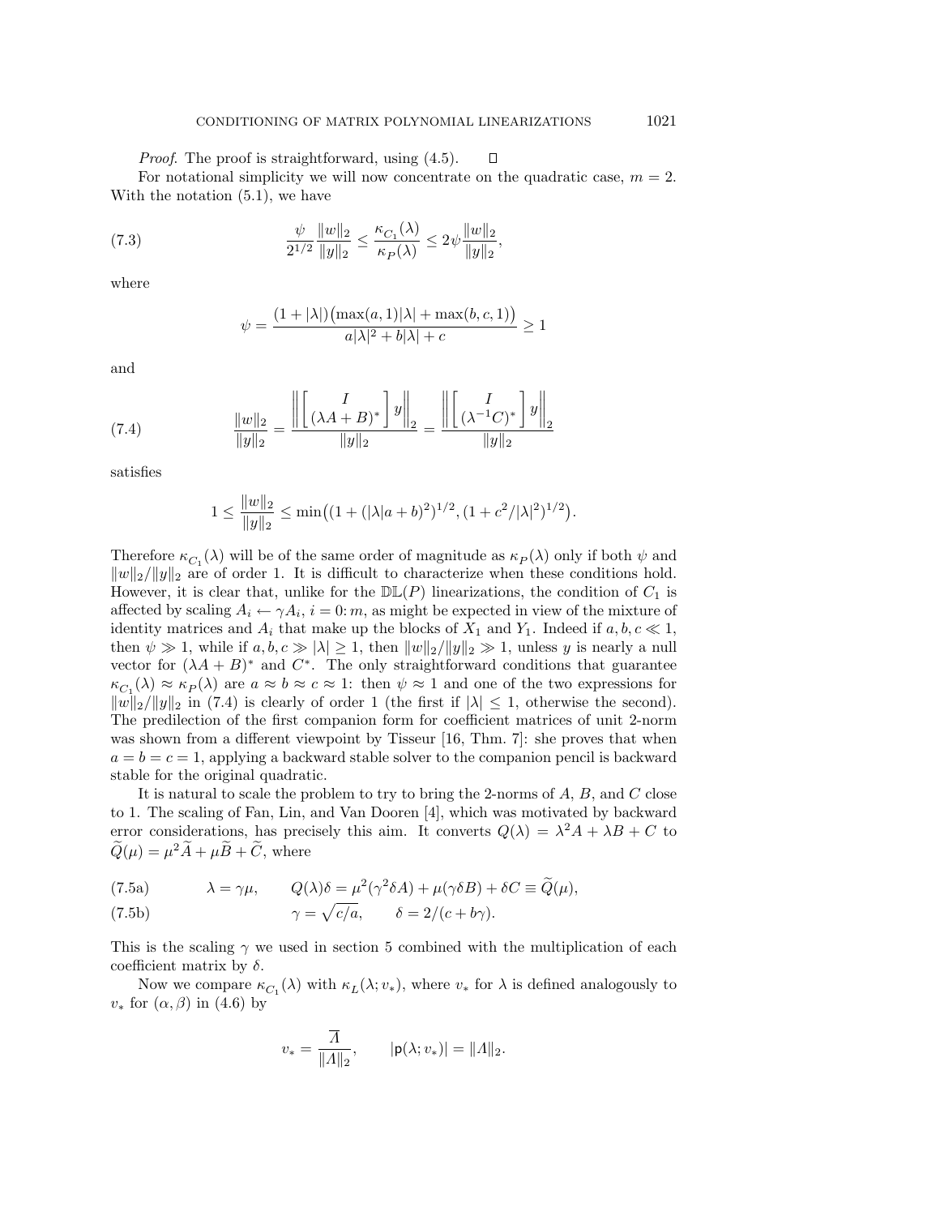*Proof*. The proof is straightforward, using (4.5). $\square$

For notational simplicity we will now concentrate on the quadratic case, $m = 2$. With the notation (5.1), we have

$$\frac{\psi}{2^{1/2}} \frac{\|w\|_2}{\|y\|_2} \le \frac{\kappa_{C_1}(\lambda)}{\kappa_P(\lambda)} \le 2\psi \frac{\|w\|_2}{\|y\|_2}, \tag{7.3}$$

where

$$\psi = \frac{(1+|\lambda|)\big(\max(a,1)|\lambda| + \max(b,c,1)\big)}{a|\lambda|^2 + b|\lambda| + c} \ge 1$$

and

$$\frac{\|w\|_2}{\|y\|_2} = \frac{\left\| \begin{bmatrix} I \\ (\lambda A + B)^* \end{bmatrix} y \right\|_2}{\|y\|_2} = \frac{\left\| \begin{bmatrix} I \\ (\lambda^{-1} C)^* \end{bmatrix} y \right\|_2}{\|y\|_2} \tag{7.4}$$

satisfies

$$1 \le \frac{\|w\|_2}{\|y\|_2} \le \min\big((1 + (|\lambda| a + b)^2)^{1/2}, (1 + c^2/|\lambda|^2)^{1/2}\big).$$

Therefore $\kappa_{C_1}(\lambda)$ will be of the same order of magnitude as $\kappa_P(\lambda)$ only if both $\psi$ and $\|w\|_2/\|y\|_2$ are of order 1. It is difficult to characterize when these conditions hold. However, it is clear that, unlike for the $\mathbb{DL}(P)$ linearizations, the condition of $C_1$ is affected by scaling $A_i \leftarrow \gamma A_i$, $i = 0\colon m$, as might be expected in view of the mixture of identity matrices and $A_i$ that make up the blocks of $X_1$ and $Y_1$. Indeed if $a, b, c \ll 1$, then $\psi \gg 1$, while if $a, b, c \gg |\lambda| \ge 1$, then $\|w\|_2/\|y\|_2 \gg 1$, unless $y$ is nearly a null vector for $(\lambda A + B)^*$ and $C^*$. The only straightforward conditions that guarantee $\kappa_{C_1}(\lambda) \approx \kappa_P(\lambda)$ are $a \approx b \approx c \approx 1$: then $\psi \approx 1$ and one of the two expressions for $\|w\|_2/\|y\|_2$ in (7.4) is clearly of order 1 (the first if $|\lambda| \le 1$, otherwise the second). The predilection of the first companion form for coefficient matrices of unit 2-norm was shown from a different viewpoint by Tisseur [16, Thm. 7]: she proves that when $a = b = c = 1$, applying a backward stable solver to the companion pencil is backward stable for the original quadratic.

It is natural to scale the problem to try to bring the 2-norms of $A$, $B$, and $C$ close to 1. The scaling of Fan, Lin, and Van Dooren [4], which was motivated by backward error considerations, has precisely this aim. It converts $Q(\lambda) = \lambda^2 A + \lambda B + C$ to $\widetilde{Q}(\mu) = \mu^2 \widetilde{A} + \mu \widetilde{B} + \widetilde{C}$, where

$$\lambda = \gamma\mu, \qquad Q(\lambda)\delta = \mu^2(\gamma^2 \delta A) + \mu(\gamma \delta B) + \delta C \equiv \widetilde{Q}(\mu), \tag{7.5a}$$

$$\gamma = \sqrt{c/a}, \qquad \delta = 2/(c + b\gamma). \tag{7.5b}$$

This is the scaling $\gamma$ we used in section 5 combined with the multiplication of each coefficient matrix by $\delta$.

Now we compare $\kappa_{C_1}(\lambda)$ with $\kappa_L(\lambda; v_*)$, where $v_*$ for $\lambda$ is defined analogously to $v_*$ for $(\alpha, \beta)$ in (4.6) by

$$v_* = \frac{\overline{\Lambda}}{\|\Lambda\|_2}, \qquad |\mathsf{p}(\lambda; v_*)| = \|\Lambda\|_2.$$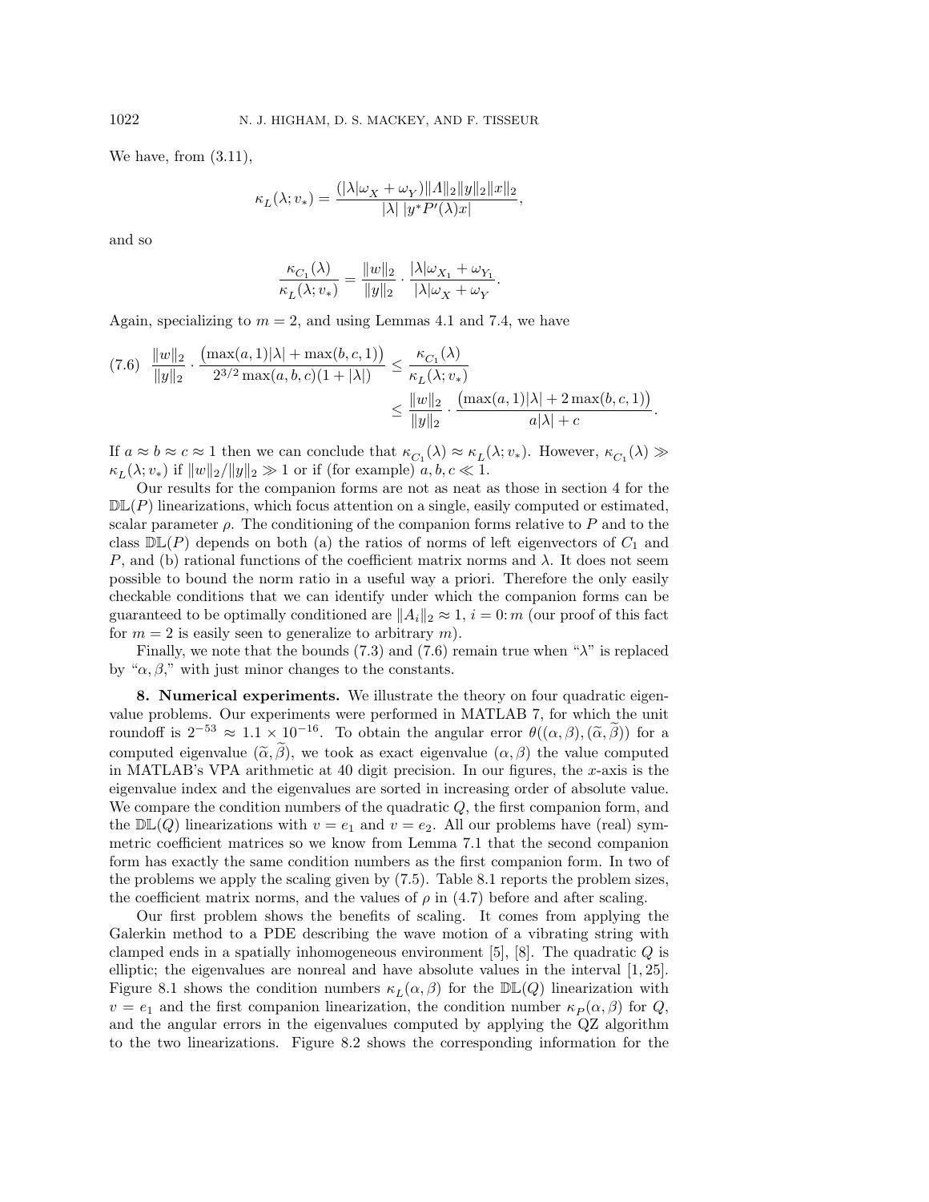We have, from (3.11),

$$\kappa_L(\lambda; v_*) = \frac{(|\lambda|\omega_X + \omega_Y)\|\Lambda\|_2\|y\|_2\|x\|_2}{|\lambda|\,|y^* P'(\lambda)x|},$$

and so

$$\frac{\kappa_{C_1}(\lambda)}{\kappa_L(\lambda; v_*)} = \frac{\|w\|_2}{\|y\|_2} \cdot \frac{|\lambda|\omega_{X_1} + \omega_{Y_1}}{|\lambda|\omega_X + \omega_Y}.$$

Again, specializing to $m = 2$, and using Lemmas 4.1 and 7.4, we have

$$\text{(7.6)} \quad \frac{\|w\|_2}{\|y\|_2} \cdot \frac{\big(\max(a,1)|\lambda| + \max(b,c,1)\big)}{2^{3/2}\max(a,b,c)(1+|\lambda|)} \leq \frac{\kappa_{C_1}(\lambda)}{\kappa_L(\lambda; v_*)} \leq \frac{\|w\|_2}{\|y\|_2} \cdot \frac{\big(\max(a,1)|\lambda| + 2\max(b,c,1)\big)}{a|\lambda| + c}.$$

If $a \approx b \approx c \approx 1$ then we can conclude that $\kappa_{C_1}(\lambda) \approx \kappa_L(\lambda; v_*)$. However, $\kappa_{C_1}(\lambda) \gg \kappa_L(\lambda; v_*)$ if $\|w\|_2/\|y\|_2 \gg 1$ or if (for example) $a, b, c \ll 1$.

Our results for the companion forms are not as neat as those in section 4 for the $\mathbb{DL}(P)$ linearizations, which focus attention on a single, easily computed or estimated, scalar parameter $\rho$. The conditioning of the companion forms relative to $P$ and to the class $\mathbb{DL}(P)$ depends on both (a) the ratios of norms of left eigenvectors of $C_1$ and $P$, and (b) rational functions of the coefficient matrix norms and $\lambda$. It does not seem possible to bound the norm ratio in a useful way a priori. Therefore the only easily checkable conditions that we can identify under which the companion forms can be guaranteed to be optimally conditioned are $\|A_i\|_2 \approx 1$, $i = 0\colon m$ (our proof of this fact for $m = 2$ is easily seen to generalize to arbitrary $m$).

Finally, we note that the bounds (7.3) and (7.6) remain true when "$\lambda$" is replaced by "$\alpha, \beta$," with just minor changes to the constants.

## 8. Numerical experiments.

We illustrate the theory on four quadratic eigenvalue problems. Our experiments were performed in MATLAB 7, for which the unit roundoff is $2^{-53} \approx 1.1 \times 10^{-16}$. To obtain the angular error $\theta((\alpha,\beta),(\widetilde{\alpha},\widetilde{\beta}))$ for a computed eigenvalue $(\widetilde{\alpha},\widetilde{\beta})$, we took as exact eigenvalue $(\alpha,\beta)$ the value computed in MATLAB's VPA arithmetic at 40 digit precision. In our figures, the $x$-axis is the eigenvalue index and the eigenvalues are sorted in increasing order of absolute value. We compare the condition numbers of the quadratic $Q$, the first companion form, and the $\mathbb{DL}(Q)$ linearizations with $v = e_1$ and $v = e_2$. All our problems have (real) symmetric coefficient matrices so we know from Lemma 7.1 that the second companion form has exactly the same condition numbers as the first companion form. In two of the problems we apply the scaling given by (7.5). Table 8.1 reports the problem sizes, the coefficient matrix norms, and the values of $\rho$ in (4.7) before and after scaling.

Our first problem shows the benefits of scaling. It comes from applying the Galerkin method to a PDE describing the wave motion of a vibrating string with clamped ends in a spatially inhomogeneous environment [5], [8]. The quadratic $Q$ is elliptic; the eigenvalues are nonreal and have absolute values in the interval $[1, 25]$. Figure 8.1 shows the condition numbers $\kappa_L(\alpha,\beta)$ for the $\mathbb{DL}(Q)$ linearization with $v = e_1$ and the first companion linearization, the condition number $\kappa_P(\alpha,\beta)$ for $Q$, and the angular errors in the eigenvalues computed by applying the QZ algorithm to the two linearizations. Figure 8.2 shows the corresponding information for the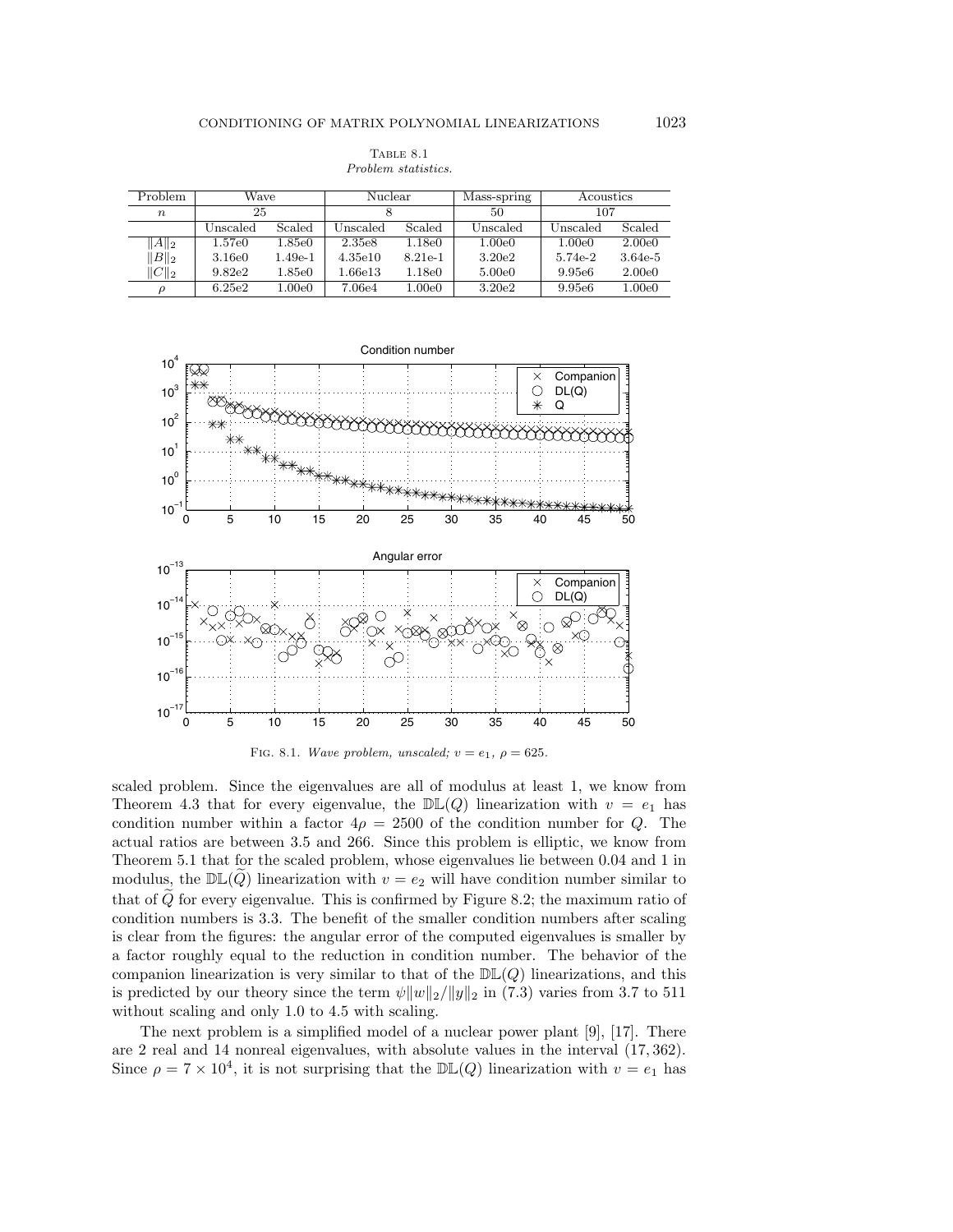Table 8.1
*Problem statistics.*

| Problem | Wave | | Nuclear | | Mass-spring | Acoustics | |
|---|---|---|---|---|---|---|---|
| $n$ | 25 | | 8 | | 50 | 107 | |
| | Unscaled | Scaled | Unscaled | Scaled | Unscaled | Unscaled | Scaled |
| $\|A\|_2$ | 1.57e0 | 1.85e0 | 2.35e8 | 1.18e0 | 1.00e0 | 1.00e0 | 2.00e0 |
| $\|B\|_2$ | 3.16e0 | 1.49e-1 | 4.35e10 | 8.21e-1 | 3.20e2 | 5.74e-2 | 3.64e-5 |
| $\|C\|_2$ | 9.82e2 | 1.85e0 | 1.66e13 | 1.18e0 | 5.00e0 | 9.95e6 | 2.00e0 |
| $\rho$ | 6.25e2 | 1.00e0 | 7.06e4 | 1.00e0 | 3.20e2 | 9.95e6 | 1.00e0 |

Fig. 8.1. *Wave problem, unscaled; $v = e_1$, $\rho = 625$.*

scaled problem. Since the eigenvalues are all of modulus at least 1, we know from Theorem 4.3 that for every eigenvalue, the $\mathbb{DL}(Q)$ linearization with $v = e_1$ has condition number within a factor $4\rho = 2500$ of the condition number for $Q$. The actual ratios are between 3.5 and 266. Since this problem is elliptic, we know from Theorem 5.1 that for the scaled problem, whose eigenvalues lie between 0.04 and 1 in modulus, the $\mathbb{DL}(\widetilde{Q})$ linearization with $v = e_2$ will have condition number similar to that of $\widetilde{Q}$ for every eigenvalue. This is confirmed by Figure 8.2; the maximum ratio of condition numbers is 3.3. The benefit of the smaller condition numbers after scaling is clear from the figures: the angular error of the computed eigenvalues is smaller by a factor roughly equal to the reduction in condition number. The behavior of the companion linearization is very similar to that of the $\mathbb{DL}(Q)$ linearizations, and this is predicted by our theory since the term $\psi\|w\|_2/\|y\|_2$ in (7.3) varies from 3.7 to 511 without scaling and only 1.0 to 4.5 with scaling.

The next problem is a simplified model of a nuclear power plant [9], [17]. There are 2 real and 14 nonreal eigenvalues, with absolute values in the interval $(17, 362)$. Since $\rho = 7 \times 10^4$, it is not surprising that the $\mathbb{DL}(Q)$ linearization with $v = e_1$ has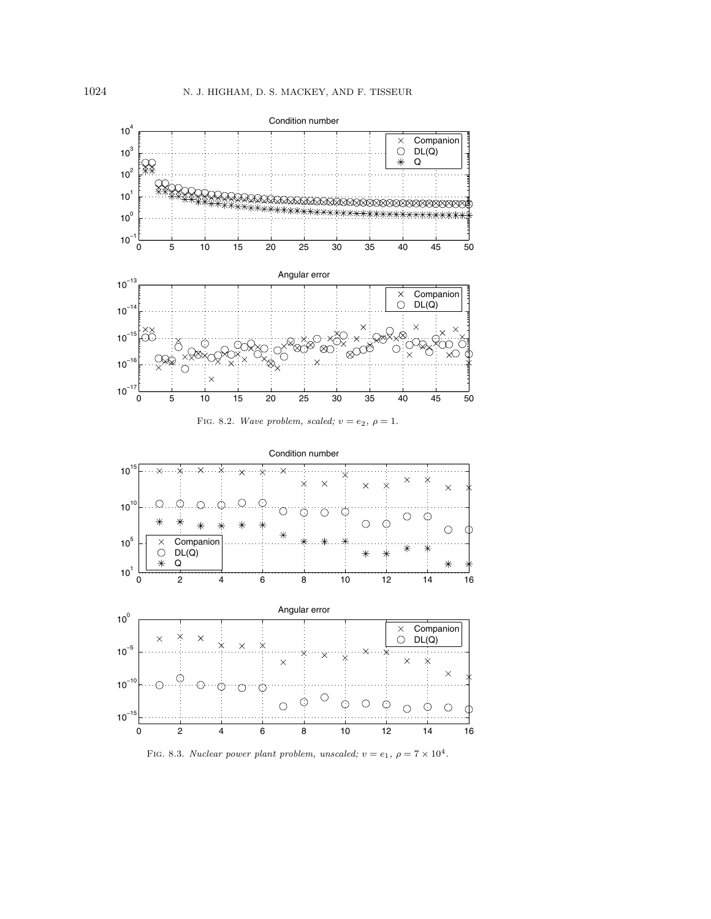Fig. 8.2. *Wave problem, scaled;* $v = e_2$, $\rho = 1$.

Fig. 8.3. *Nuclear power plant problem, unscaled;* $v = e_1$, $\rho = 7 \times 10^4$.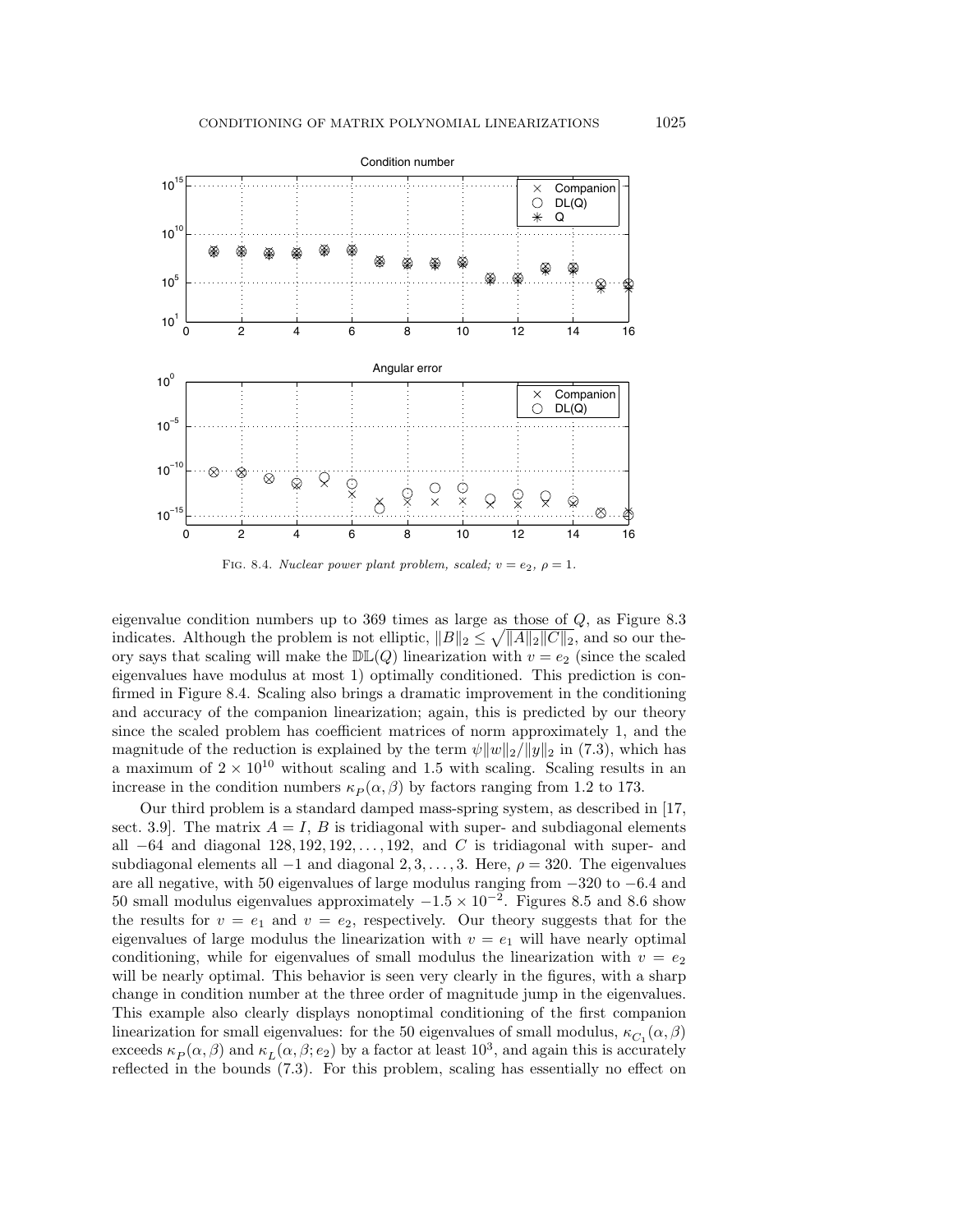FIG. 8.4. *Nuclear power plant problem, scaled; $v = e_2$, $\rho = 1$.*

eigenvalue condition numbers up to 369 times as large as those of $Q$, as Figure 8.3 indicates. Although the problem is not elliptic, $\|B\|_2 \leq \sqrt{\|A\|_2 \|C\|_2}$, and so our theory says that scaling will make the $\mathbb{DL}(Q)$ linearization with $v = e_2$ (since the scaled eigenvalues have modulus at most 1) optimally conditioned. This prediction is confirmed in Figure 8.4. Scaling also brings a dramatic improvement in the conditioning and accuracy of the companion linearization; again, this is predicted by our theory since the scaled problem has coefficient matrices of norm approximately 1, and the magnitude of the reduction is explained by the term $\psi \|w\|_2 / \|y\|_2$ in (7.3), which has a maximum of $2 \times 10^{10}$ without scaling and 1.5 with scaling. Scaling results in an increase in the condition numbers $\kappa_P(\alpha, \beta)$ by factors ranging from 1.2 to 173.

Our third problem is a standard damped mass-spring system, as described in [17, sect. 3.9]. The matrix $A = I$, $B$ is tridiagonal with super- and subdiagonal elements all $-64$ and diagonal $128, 192, 192, \ldots, 192$, and $C$ is tridiagonal with super- and subdiagonal elements all $-1$ and diagonal $2, 3, \ldots, 3$. Here, $\rho = 320$. The eigenvalues are all negative, with 50 eigenvalues of large modulus ranging from $-320$ to $-6.4$ and 50 small modulus eigenvalues approximately $-1.5 \times 10^{-2}$. Figures 8.5 and 8.6 show the results for $v = e_1$ and $v = e_2$, respectively. Our theory suggests that for the eigenvalues of large modulus the linearization with $v = e_1$ will have nearly optimal conditioning, while for eigenvalues of small modulus the linearization with $v = e_2$ will be nearly optimal. This behavior is seen very clearly in the figures, with a sharp change in condition number at the three order of magnitude jump in the eigenvalues. This example also clearly displays nonoptimal conditioning of the first companion linearization for small eigenvalues: for the 50 eigenvalues of small modulus, $\kappa_{C_1}(\alpha, \beta)$ exceeds $\kappa_P(\alpha, \beta)$ and $\kappa_L(\alpha, \beta; e_2)$ by a factor at least $10^3$, and again this is accurately reflected in the bounds (7.3). For this problem, scaling has essentially no effect on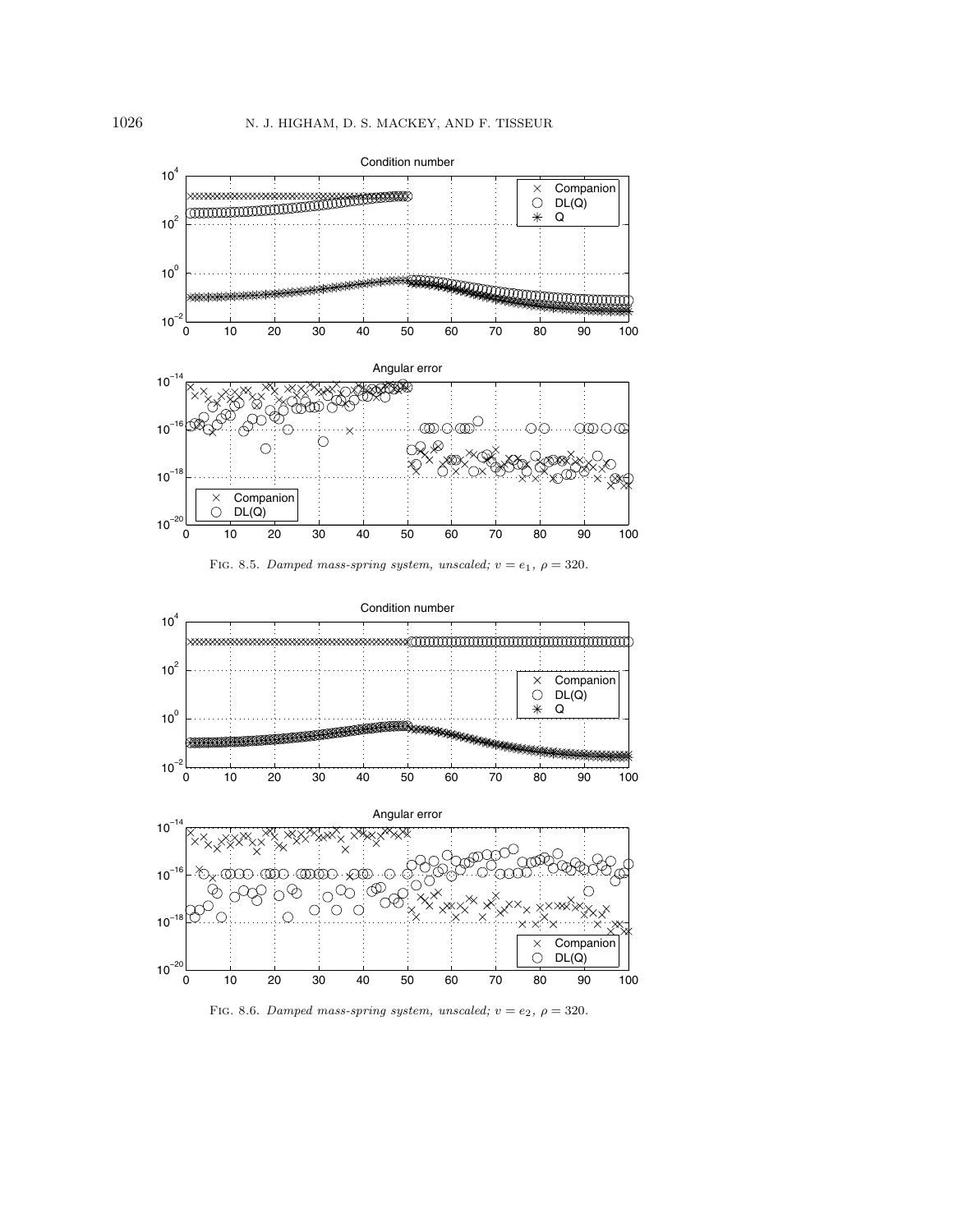FIG. 8.5. *Damped mass-spring system, unscaled;* $v = e_1$, $\rho = 320$.

FIG. 8.6. *Damped mass-spring system, unscaled;* $v = e_2$, $\rho = 320$.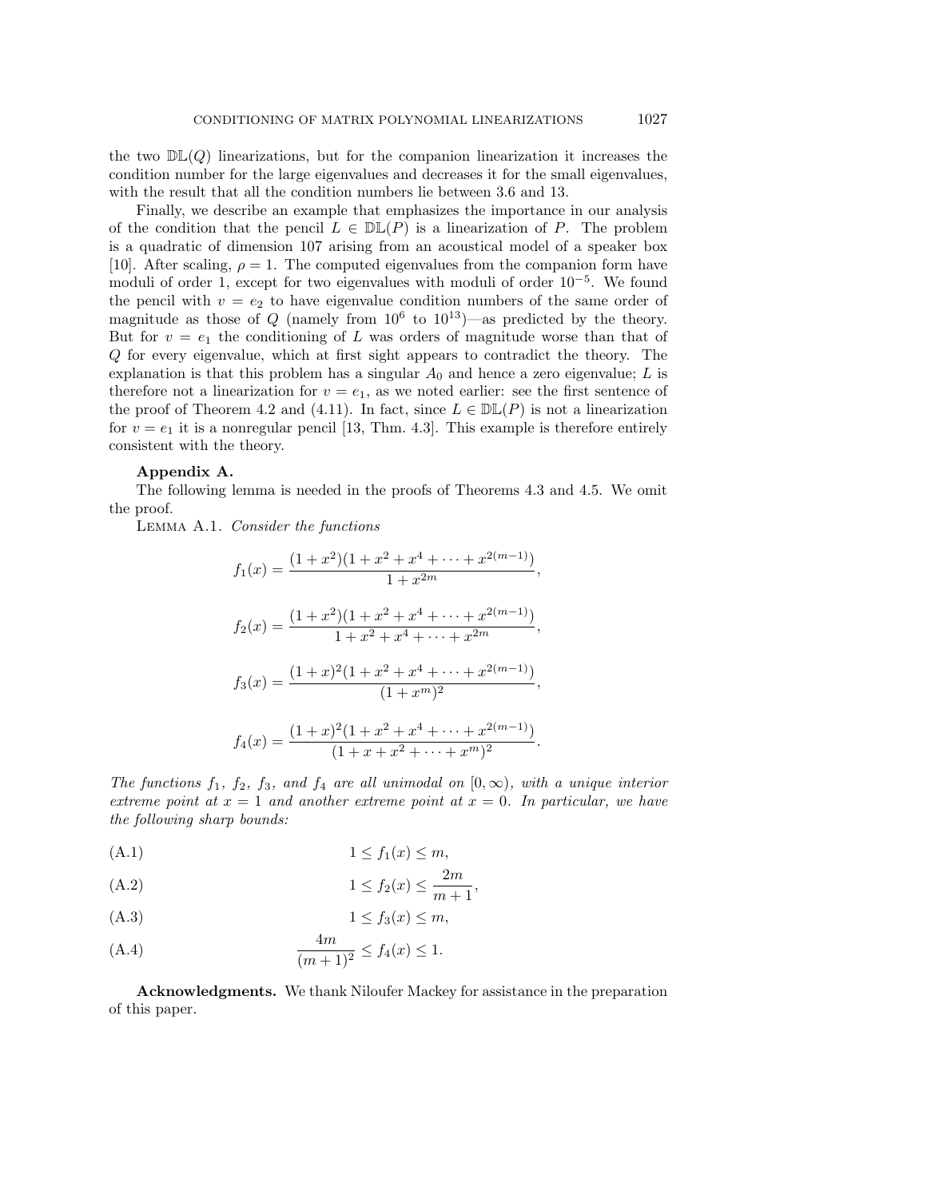the two $\mathbb{DL}(Q)$ linearizations, but for the companion linearization it increases the condition number for the large eigenvalues and decreases it for the small eigenvalues, with the result that all the condition numbers lie between 3.6 and 13.

Finally, we describe an example that emphasizes the importance in our analysis of the condition that the pencil $L \in \mathbb{DL}(P)$ is a linearization of $P$. The problem is a quadratic of dimension 107 arising from an acoustical model of a speaker box [10]. After scaling, $\rho = 1$. The computed eigenvalues from the companion form have moduli of order 1, except for two eigenvalues with moduli of order $10^{-5}$. We found the pencil with $v = e_2$ to have eigenvalue condition numbers of the same order of magnitude as those of $Q$ (namely from $10^6$ to $10^{13}$)—as predicted by the theory. But for $v = e_1$ the conditioning of $L$ was orders of magnitude worse than that of $Q$ for every eigenvalue, which at first sight appears to contradict the theory. The explanation is that this problem has a singular $A_0$ and hence a zero eigenvalue; $L$ is therefore not a linearization for $v = e_1$, as we noted earlier: see the first sentence of the proof of Theorem 4.2 and (4.11). In fact, since $L \in \mathbb{DL}(P)$ is not a linearization for $v = e_1$ it is a nonregular pencil [13, Thm. 4.3]. This example is therefore entirely consistent with the theory.

**Appendix A.**

The following lemma is needed in the proofs of Theorems 4.3 and 4.5. We omit the proof.

Lemma A.1. *Consider the functions*

$$f_1(x) = \frac{(1+x^2)(1+x^2+x^4+\cdots+x^{2(m-1)})}{1+x^{2m}},$$

$$f_2(x) = \frac{(1+x^2)(1+x^2+x^4+\cdots+x^{2(m-1)})}{1+x^2+x^4+\cdots+x^{2m}},$$

$$f_3(x) = \frac{(1+x)^2(1+x^2+x^4+\cdots+x^{2(m-1)})}{(1+x^m)^2},$$

$$f_4(x) = \frac{(1+x)^2(1+x^2+x^4+\cdots+x^{2(m-1)})}{(1+x+x^2+\cdots+x^m)^2}.$$

*The functions $f_1$, $f_2$, $f_3$, and $f_4$ are all unimodal on $[0,\infty)$, with a unique interior extreme point at $x = 1$ and another extreme point at $x = 0$. In particular, we have the following sharp bounds:*

$$1 \le f_1(x) \le m, \tag{A.1}$$

$$1 \le f_2(x) \le \frac{2m}{m+1}, \tag{A.2}$$

$$1 \le f_3(x) \le m, \tag{A.3}$$

$$\frac{4m}{(m+1)^2} \le f_4(x) \le 1. \tag{A.4}$$

**Acknowledgments.** We thank Niloufer Mackey for assistance in the preparation of this paper.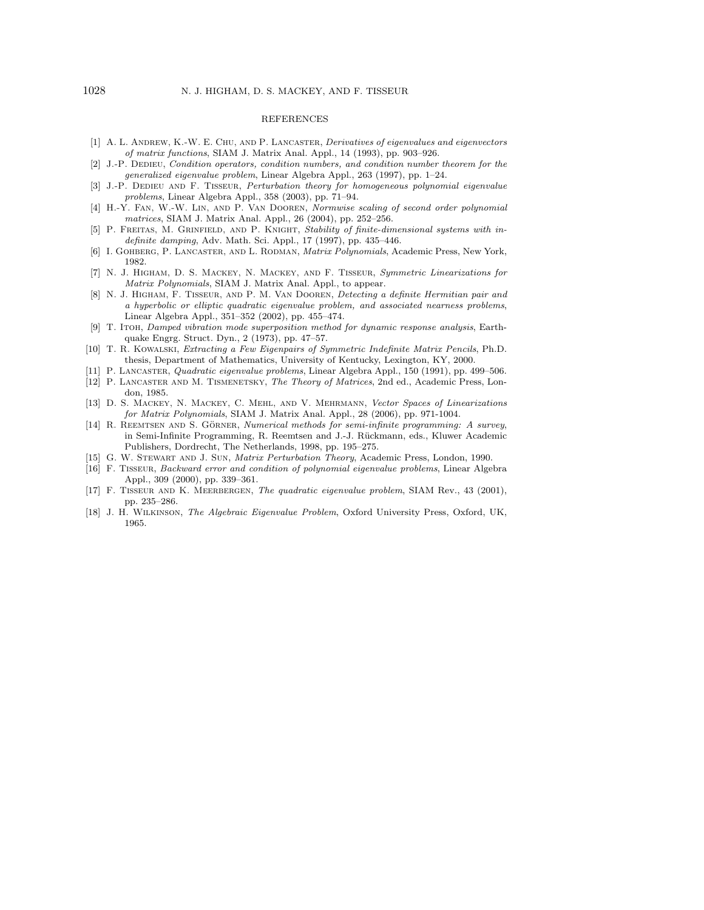## REFERENCES

[1] A. L. Andrew, K.-W. E. Chu, and P. Lancaster, *Derivatives of eigenvalues and eigenvectors of matrix functions*, SIAM J. Matrix Anal. Appl., 14 (1993), pp. 903–926.

[2] J.-P. Dedieu, *Condition operators, condition numbers, and condition number theorem for the generalized eigenvalue problem*, Linear Algebra Appl., 263 (1997), pp. 1–24.

[3] J.-P. Dedieu and F. Tisseur, *Perturbation theory for homogeneous polynomial eigenvalue problems*, Linear Algebra Appl., 358 (2003), pp. 71–94.

[4] H.-Y. Fan, W.-W. Lin, and P. Van Dooren, *Normwise scaling of second order polynomial matrices*, SIAM J. Matrix Anal. Appl., 26 (2004), pp. 252–256.

[5] P. Freitas, M. Grinfield, and P. Knight, *Stability of finite-dimensional systems with indefinite damping*, Adv. Math. Sci. Appl., 17 (1997), pp. 435–446.

[6] I. Gohberg, P. Lancaster, and L. Rodman, *Matrix Polynomials*, Academic Press, New York, 1982.

[7] N. J. Higham, D. S. Mackey, N. Mackey, and F. Tisseur, *Symmetric Linearizations for Matrix Polynomials*, SIAM J. Matrix Anal. Appl., to appear.

[8] N. J. Higham, F. Tisseur, and P. M. Van Dooren, *Detecting a definite Hermitian pair and a hyperbolic or elliptic quadratic eigenvalue problem, and associated nearness problems*, Linear Algebra Appl., 351–352 (2002), pp. 455–474.

[9] T. Itoh, *Damped vibration mode superposition method for dynamic response analysis*, Earthquake Engrg. Struct. Dyn., 2 (1973), pp. 47–57.

[10] T. R. Kowalski, *Extracting a Few Eigenpairs of Symmetric Indefinite Matrix Pencils*, Ph.D. thesis, Department of Mathematics, University of Kentucky, Lexington, KY, 2000.

[11] P. Lancaster, *Quadratic eigenvalue problems*, Linear Algebra Appl., 150 (1991), pp. 499–506.

[12] P. Lancaster and M. Tismenetsky, *The Theory of Matrices*, 2nd ed., Academic Press, London, 1985.

[13] D. S. Mackey, N. Mackey, C. Mehl, and V. Mehrmann, *Vector Spaces of Linearizations for Matrix Polynomials*, SIAM J. Matrix Anal. Appl., 28 (2006), pp. 971-1004.

[14] R. Reemtsen and S. Görner, *Numerical methods for semi-infinite programming: A survey*, in Semi-Infinite Programming, R. Reemtsen and J.-J. Rückmann, eds., Kluwer Academic Publishers, Dordrecht, The Netherlands, 1998, pp. 195–275.

[15] G. W. Stewart and J. Sun, *Matrix Perturbation Theory*, Academic Press, London, 1990.

[16] F. Tisseur, *Backward error and condition of polynomial eigenvalue problems*, Linear Algebra Appl., 309 (2000), pp. 339–361.

[17] F. Tisseur and K. Meerbergen, *The quadratic eigenvalue problem*, SIAM Rev., 43 (2001), pp. 235–286.

[18] J. H. Wilkinson, *The Algebraic Eigenvalue Problem*, Oxford University Press, Oxford, UK, 1965.